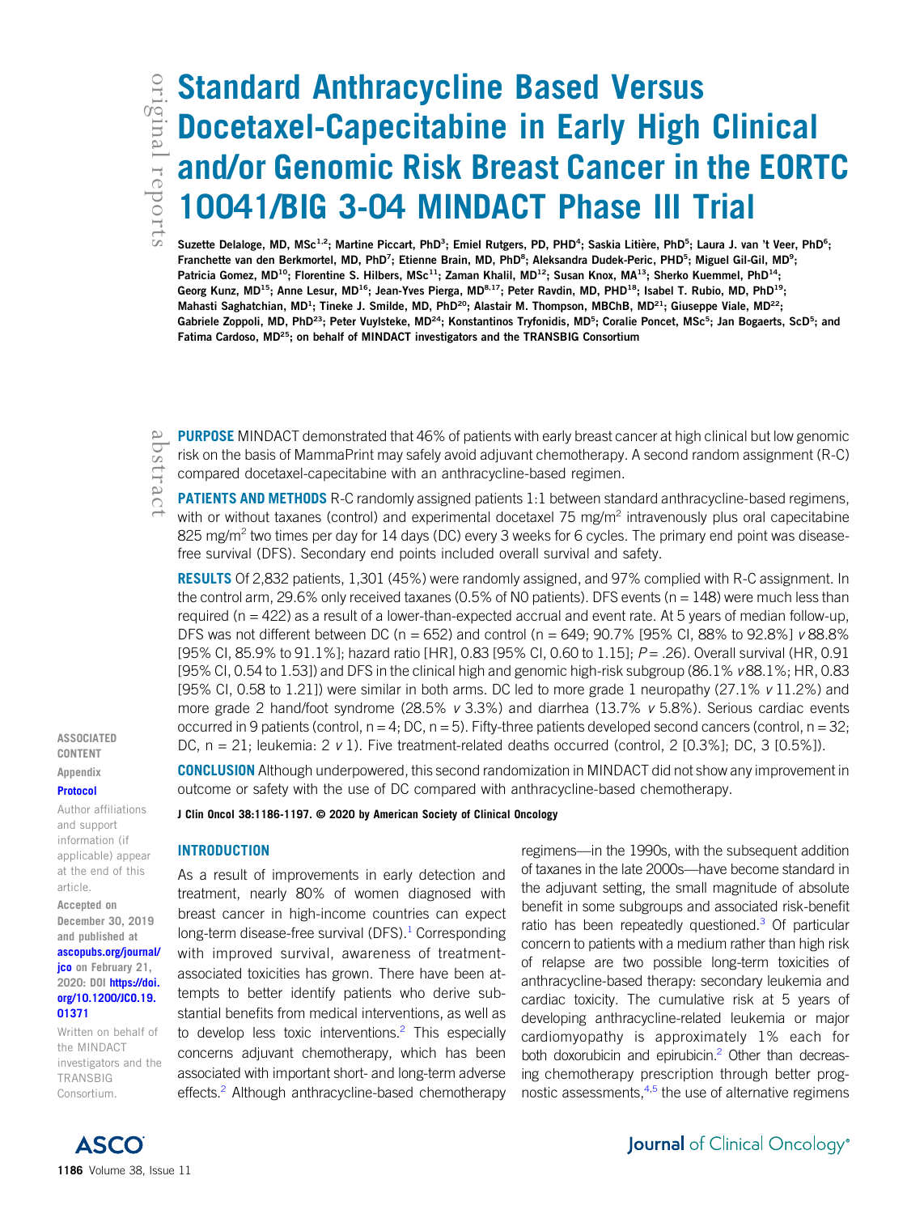# Standard Anthracycline Based Versus Docetaxel-Capecitabine in Early High Clinical and/or Genomic Risk Breast Cancer in the EORTC 10041/BIG 3-04 MINDACT Phase III Trial

Suzette Delaloge, MD, MSc[1,2]; Martine Piccart, PhD[3]; Emiel Rutgers, PD, PHD[4]; Saskia Litière, PhD[5]; Laura J. van 't Veer, PhD[6]; Franchette van den Berkmortel, MD, PhD[7]; Etienne Brain, MD, PhD[8]; Aleksandra Dudek-Peric, PHD[5]; Miguel Gil-Gil, MD[9]; Patricia Gomez, MD[10]; Florentine S. Hilbers, MSc[11]; Zaman Khalil, MD[12]; Susan Knox, MA[13]; Sherko Kuemmel, PhD[14]; Georg Kunz, MD[15]; Anne Lesur, MD[16]; Jean-Yves Pierga, MD[8,17]; Peter Ravdin, MD, PHD[18]; Isabel T. Rubio, MD, PhD[19]; Mahasti Saghatchian, MD[1]; Tineke J. Smilde, MD, PhD[20]; Alastair M. Thompson, MBChB, MD[21]; Giuseppe Viale, MD[22]; Gabriele Zoppoli, MD, PhD[23]; Peter Vuylsteke, MD[24]; Konstantinos Tryfonidis, MD[5]; Coralie Poncet, MSc[5]; Jan Bogaerts, ScD[5]; and Fatima Cardoso, MD[25]; on behalf of MINDACT investigators and the TRANSBIG Consortium

**PURPOSE** MINDACT demonstrated that 46% of patients with early breast cancer at high clinical but low genomic risk on the basis of MammaPrint may safely avoid adjuvant chemotherapy. A second random assignment (R-C) compared docetaxel-capecitabine with an anthracycline-based regimen.

**PATIENTS AND METHODS** R-C randomly assigned patients 1:1 between standard anthracycline-based regimens, with or without taxanes (control) and experimental docetaxel 75 mg/m$^2$ intravenously plus oral capecitabine 825 mg/m$^2$ two times per day for 14 days (DC) every 3 weeks for 6 cycles. The primary end point was disease-free survival (DFS). Secondary end points included overall survival and safety.

**RESULTS** Of 2,832 patients, 1,301 (45%) were randomly assigned, and 97% complied with R-C assignment. In the control arm, 29.6% only received taxanes (0.5% of N0 patients). DFS events (n = 148) were much less than required (n = 422) as a result of a lower-than-expected accrual and event rate. At 5 years of median follow-up, DFS was not different between DC (n = 652) and control (n = 649; 90.7% [95% CI, 88% to 92.8%] *v* 88.8% [95% CI, 85.9% to 91.1%]; hazard ratio [HR], 0.83 [95% CI, 0.60 to 1.15]; *P* = .26). Overall survival (HR, 0.91 [95% CI, 0.54 to 1.53]) and DFS in the clinical high and genomic high-risk subgroup (86.1% *v* 88.1%; HR, 0.83 [95% CI, 0.58 to 1.21]) were similar in both arms. DC led to more grade 1 neuropathy (27.1% *v* 11.2%) and more grade 2 hand/foot syndrome (28.5% *v* 3.3%) and diarrhea (13.7% *v* 5.8%). Serious cardiac events occurred in 9 patients (control, n = 4; DC, n = 5). Fifty-three patients developed second cancers (control, n = 32; DC, n = 21; leukemia: 2 *v* 1). Five treatment-related deaths occurred (control, 2 [0.3%]; DC, 3 [0.5%]).

**CONCLUSION** Although underpowered, this second randomization in MINDACT did not show any improvement in outcome or safety with the use of DC compared with anthracycline-based chemotherapy.

J Clin Oncol 38:1186-1197. © 2020 by American Society of Clinical Oncology

ASSOCIATED CONTENT

Appendix

Protocol

Author affiliations and support information (if applicable) appear at the end of this article.

Accepted on December 30, 2019 and published at ascopubs.org/journal/jco on February 21, 2020: DOI https://doi.org/10.1200/JCO.19.01371

Written on behalf of the MINDACT investigators and the TRANSBIG Consortium.

## INTRODUCTION

As a result of improvements in early detection and treatment, nearly 80% of women diagnosed with breast cancer in high-income countries can expect long-term disease-free survival (DFS).[1] Corresponding with improved survival, awareness of treatment-associated toxicities has grown. There have been attempts to better identify patients who derive substantial benefits from medical interventions, as well as to develop less toxic interventions.[2] This especially concerns adjuvant chemotherapy, which has been associated with important short- and long-term adverse effects.[2] Although anthracycline-based chemotherapy regimens—in the 1990s, with the subsequent addition of taxanes in the late 2000s—have become standard in the adjuvant setting, the small magnitude of absolute benefit in some subgroups and associated risk-benefit ratio has been repeatedly questioned.[3] Of particular concern to patients with a medium rather than high risk of relapse are two possible long-term toxicities of anthracycline-based therapy: secondary leukemia and cardiac toxicity. The cumulative risk at 5 years of developing anthracycline-related leukemia or major cardiomyopathy is approximately 1% each for both doxorubicin and epirubicin.[2] Other than decreasing chemotherapy prescription through better prognostic assessments,[4,5] the use of alternative regimens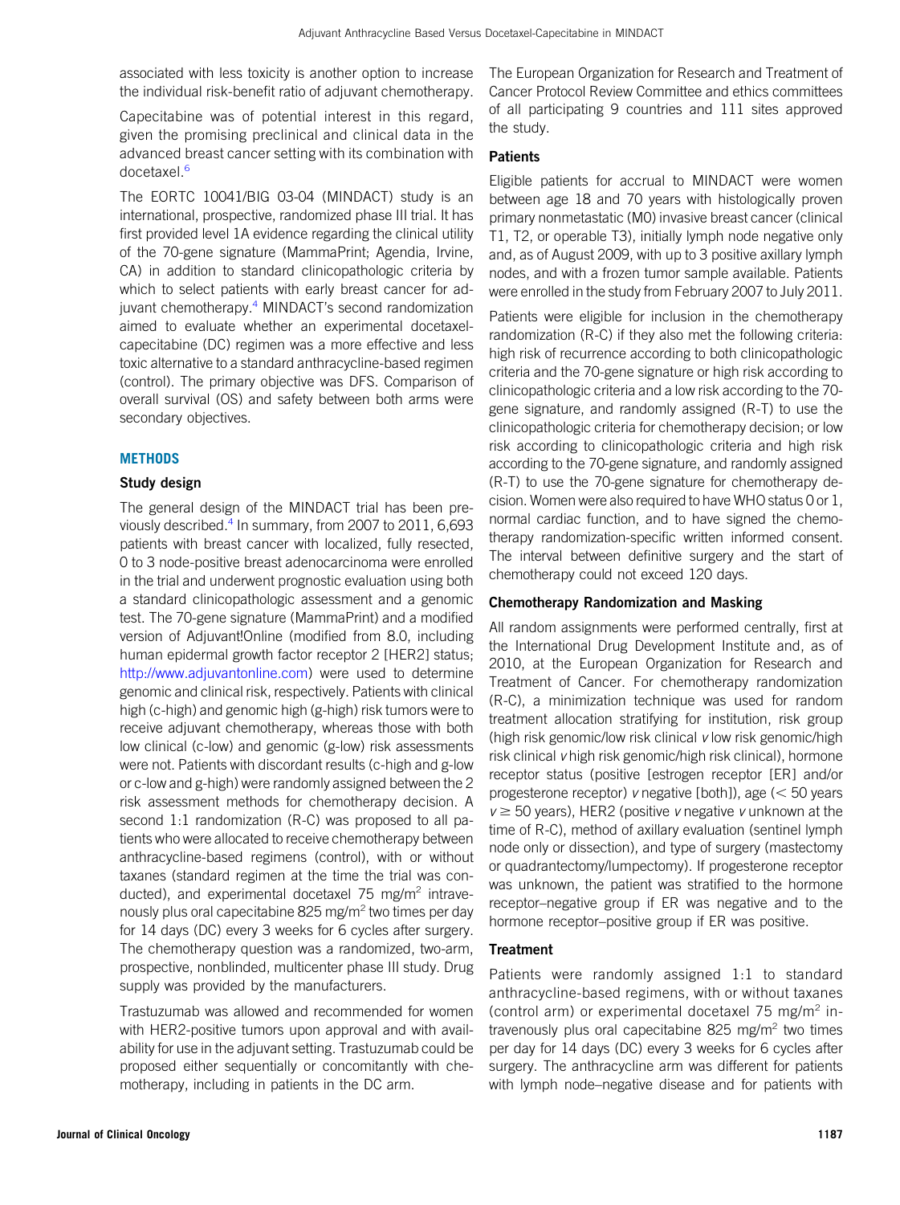associated with less toxicity is another option to increase the individual risk-benefit ratio of adjuvant chemotherapy.

Capecitabine was of potential interest in this regard, given the promising preclinical and clinical data in the advanced breast cancer setting with its combination with docetaxel.[6]

The EORTC 10041/BIG 03-04 (MINDACT) study is an international, prospective, randomized phase III trial. It has first provided level 1A evidence regarding the clinical utility of the 70-gene signature (MammaPrint; Agendia, Irvine, CA) in addition to standard clinicopathologic criteria by which to select patients with early breast cancer for adjuvant chemotherapy.[4] MINDACT's second randomization aimed to evaluate whether an experimental docetaxel-capecitabine (DC) regimen was a more effective and less toxic alternative to a standard anthracycline-based regimen (control). The primary objective was DFS. Comparison of overall survival (OS) and safety between both arms were secondary objectives.

## METHODS

### Study design

The general design of the MINDACT trial has been previously described.[4] In summary, from 2007 to 2011, 6,693 patients with breast cancer with localized, fully resected, 0 to 3 node-positive breast adenocarcinoma were enrolled in the trial and underwent prognostic evaluation using both a standard clinicopathologic assessment and a genomic test. The 70-gene signature (MammaPrint) and a modified version of Adjuvant!Online (modified from 8.0, including human epidermal growth factor receptor 2 [HER2] status; http://www.adjuvantonline.com) were used to determine genomic and clinical risk, respectively. Patients with clinical high (c-high) and genomic high (g-high) risk tumors were to receive adjuvant chemotherapy, whereas those with both low clinical (c-low) and genomic (g-low) risk assessments were not. Patients with discordant results (c-high and g-low or c-low and g-high) were randomly assigned between the 2 risk assessment methods for chemotherapy decision. A second 1:1 randomization (R-C) was proposed to all patients who were allocated to receive chemotherapy between anthracycline-based regimens (control), with or without taxanes (standard regimen at the time the trial was conducted), and experimental docetaxel 75 mg/m$^2$ intravenously plus oral capecitabine 825 mg/m$^2$ two times per day for 14 days (DC) every 3 weeks for 6 cycles after surgery. The chemotherapy question was a randomized, two-arm, prospective, nonblinded, multicenter phase III study. Drug supply was provided by the manufacturers.

Trastuzumab was allowed and recommended for women with HER2-positive tumors upon approval and with availability for use in the adjuvant setting. Trastuzumab could be proposed either sequentially or concomitantly with chemotherapy, including in patients in the DC arm.

The European Organization for Research and Treatment of Cancer Protocol Review Committee and ethics committees of all participating 9 countries and 111 sites approved the study.

### Patients

Eligible patients for accrual to MINDACT were women between age 18 and 70 years with histologically proven primary nonmetastatic (M0) invasive breast cancer (clinical T1, T2, or operable T3), initially lymph node negative only and, as of August 2009, with up to 3 positive axillary lymph nodes, and with a frozen tumor sample available. Patients were enrolled in the study from February 2007 to July 2011.

Patients were eligible for inclusion in the chemotherapy randomization (R-C) if they also met the following criteria: high risk of recurrence according to both clinicopathologic criteria and the 70-gene signature or high risk according to clinicopathologic criteria and a low risk according to the 70-gene signature, and randomly assigned (R-T) to use the clinicopathologic criteria for chemotherapy decision; or low risk according to clinicopathologic criteria and high risk according to the 70-gene signature, and randomly assigned (R-T) to use the 70-gene signature for chemotherapy decision. Women were also required to have WHO status 0 or 1, normal cardiac function, and to have signed the chemotherapy randomization-specific written informed consent. The interval between definitive surgery and the start of chemotherapy could not exceed 120 days.

### Chemotherapy Randomization and Masking

All random assignments were performed centrally, first at the International Drug Development Institute and, as of 2010, at the European Organization for Research and Treatment of Cancer. For chemotherapy randomization (R-C), a minimization technique was used for random treatment allocation stratifying for institution, risk group (high risk genomic/low risk clinical *v* low risk genomic/high risk clinical *v* high risk genomic/high risk clinical), hormone receptor status (positive [estrogen receptor [ER] and/or progesterone receptor) *v* negative [both]), age (< 50 years *v* ≥ 50 years), HER2 (positive *v* negative *v* unknown at the time of R-C), method of axillary evaluation (sentinel lymph node only or dissection), and type of surgery (mastectomy or quadrantectomy/lumpectomy). If progesterone receptor was unknown, the patient was stratified to the hormone receptor–negative group if ER was negative and to the hormone receptor–positive group if ER was positive.

### Treatment

Patients were randomly assigned 1:1 to standard anthracycline-based regimens, with or without taxanes (control arm) or experimental docetaxel 75 mg/m$^2$ intravenously plus oral capecitabine 825 mg/m$^2$ two times per day for 14 days (DC) every 3 weeks for 6 cycles after surgery. The anthracycline arm was different for patients with lymph node–negative disease and for patients with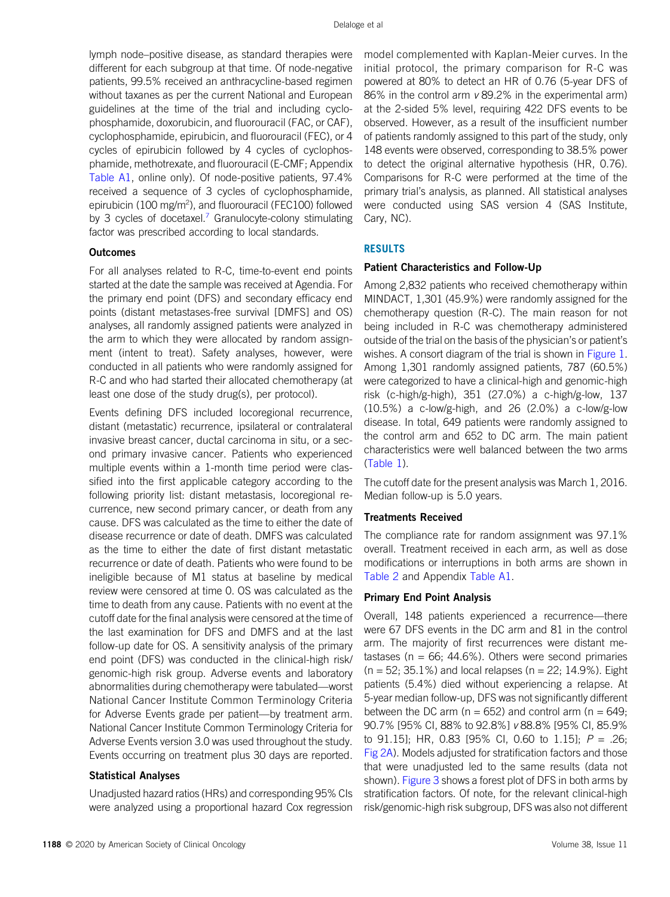lymph node–positive disease, as standard therapies were different for each subgroup at that time. Of node-negative patients, 99.5% received an anthracycline-based regimen without taxanes as per the current National and European guidelines at the time of the trial and including cyclophosphamide, doxorubicin, and fluorouracil (FAC, or CAF), cyclophosphamide, epirubicin, and fluorouracil (FEC), or 4 cycles of epirubicin followed by 4 cycles of cyclophosphamide, methotrexate, and fluorouracil (E-CMF; Appendix Table A1, online only). Of node-positive patients, 97.4% received a sequence of 3 cycles of cyclophosphamide, epirubicin (100 mg/m$^2$), and fluorouracil (FEC100) followed by 3 cycles of docetaxel.[7] Granulocyte-colony stimulating factor was prescribed according to local standards.

### Outcomes

For all analyses related to R-C, time-to-event end points started at the date the sample was received at Agendia. For the primary end point (DFS) and secondary efficacy end points (distant metastases-free survival [DMFS] and OS) analyses, all randomly assigned patients were analyzed in the arm to which they were allocated by random assignment (intent to treat). Safety analyses, however, were conducted in all patients who were randomly assigned for R-C and who had started their allocated chemotherapy (at least one dose of the study drug(s), per protocol).

Events defining DFS included locoregional recurrence, distant (metastatic) recurrence, ipsilateral or contralateral invasive breast cancer, ductal carcinoma in situ, or a second primary invasive cancer. Patients who experienced multiple events within a 1-month time period were classified into the first applicable category according to the following priority list: distant metastasis, locoregional recurrence, new second primary cancer, or death from any cause. DFS was calculated as the time to either the date of disease recurrence or date of death. DMFS was calculated as the time to either the date of first distant metastatic recurrence or date of death. Patients who were found to be ineligible because of M1 status at baseline by medical review were censored at time 0. OS was calculated as the time to death from any cause. Patients with no event at the cutoff date for the final analysis were censored at the time of the last examination for DFS and DMFS and at the last follow-up date for OS. A sensitivity analysis of the primary end point (DFS) was conducted in the clinical-high risk/genomic-high risk group. Adverse events and laboratory abnormalities during chemotherapy were tabulated—worst National Cancer Institute Common Terminology Criteria for Adverse Events grade per patient—by treatment arm. National Cancer Institute Common Terminology Criteria for Adverse Events version 3.0 was used throughout the study. Events occurring on treatment plus 30 days are reported.

### Statistical Analyses

Unadjusted hazard ratios (HRs) and corresponding 95% CIs were analyzed using a proportional hazard Cox regression model complemented with Kaplan-Meier curves. In the initial protocol, the primary comparison for R-C was powered at 80% to detect an HR of 0.76 (5-year DFS of 86% in the control arm *v* 89.2% in the experimental arm) at the 2-sided 5% level, requiring 422 DFS events to be observed. However, as a result of the insufficient number of patients randomly assigned to this part of the study, only 148 events were observed, corresponding to 38.5% power to detect the original alternative hypothesis (HR, 0.76). Comparisons for R-C were performed at the time of the primary trial's analysis, as planned. All statistical analyses were conducted using SAS version 4 (SAS Institute, Cary, NC).

## RESULTS

### Patient Characteristics and Follow-Up

Among 2,832 patients who received chemotherapy within MINDACT, 1,301 (45.9%) were randomly assigned for the chemotherapy question (R-C). The main reason for not being included in R-C was chemotherapy administered outside of the trial on the basis of the physician's or patient's wishes. A consort diagram of the trial is shown in Figure 1. Among 1,301 randomly assigned patients, 787 (60.5%) were categorized to have a clinical-high and genomic-high risk (c-high/g-high), 351 (27.0%) a c-high/g-low, 137 (10.5%) a c-low/g-high, and 26 (2.0%) a c-low/g-low disease. In total, 649 patients were randomly assigned to the control arm and 652 to DC arm. The main patient characteristics were well balanced between the two arms (Table 1).

The cutoff date for the present analysis was March 1, 2016. Median follow-up is 5.0 years.

### Treatments Received

The compliance rate for random assignment was 97.1% overall. Treatment received in each arm, as well as dose modifications or interruptions in both arms are shown in Table 2 and Appendix Table A1.

### Primary End Point Analysis

Overall, 148 patients experienced a recurrence—there were 67 DFS events in the DC arm and 81 in the control arm. The majority of first recurrences were distant metastases (n = 66; 44.6%). Others were second primaries (n = 52; 35.1%) and local relapses (n = 22; 14.9%). Eight patients (5.4%) died without experiencing a relapse. At 5-year median follow-up, DFS was not significantly different between the DC arm (n = 652) and control arm (n = 649; 90.7% [95% CI, 88% to 92.8%] *v* 88.8% [95% CI, 85.9% to 91.15]; HR, 0.83 [95% CI, 0.60 to 1.15]; $P = .26$; Fig 2A). Models adjusted for stratification factors and those that were unadjusted led to the same results (data not shown). Figure 3 shows a forest plot of DFS in both arms by stratification factors. Of note, for the relevant clinical-high risk/genomic-high risk subgroup, DFS was also not different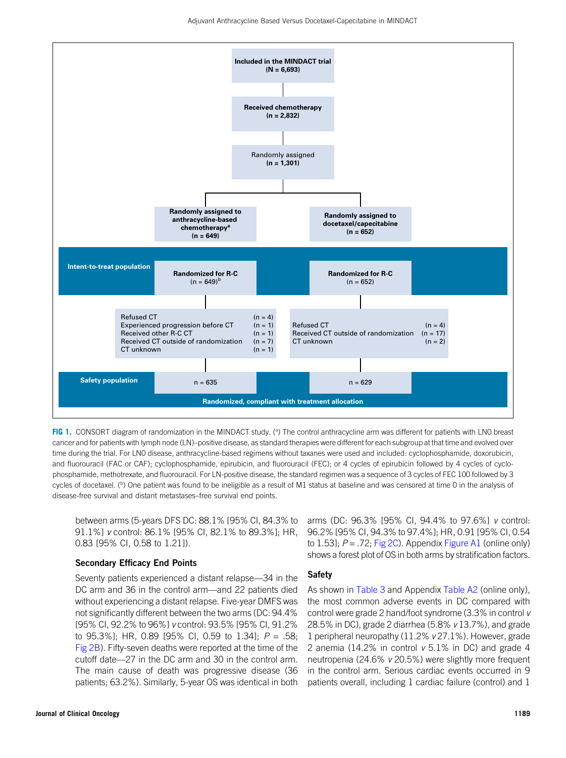**Included in the MINDACT trial (N = 6,693)**

**Received chemotherapy (n = 2,832)**

Randomly assigned **(n = 1,301)**

| | Randomly assigned to anthracycline-based chemotherapy[a] (n = 649) | Randomly assigned to docetaxel/capecitabine (n = 652) |
|---|---|---|
| Intent-to-treat population | Randomized for R-C (n = 649)[b] | Randomized for R-C (n = 652) |
| | Refused CT (n = 4); Experienced progression before CT (n = 1); Received other R-C CT (n = 1); Received CT outside of randomization (n = 7); CT unknown (n = 1) | Refused CT (n = 4); Received CT outside of randomization (n = 17); CT unknown (n = 2) |
| Safety population | n = 635 | n = 629 |

Randomized, compliant with treatment allocation

**FIG 1.** CONSORT diagram of randomization in the MINDACT study. ([a]) The control anthracycline arm was different for patients with LN0 breast cancer and for patients with lymph node (LN)–positive disease, as standard therapies were different for each subgroup at that time and evolved over time during the trial. For LN0 disease, anthracycline-based regimens without taxanes were used and included: cyclophosphamide, doxorubicin, and fluorouracil (FAC or CAF); cyclophosphamide, epirubicin, and fluorouracil (FEC); or 4 cycles of epirubicin followed by 4 cycles of cyclophosphamide, methotrexate, and fluorouracil. For LN-positive disease, the standard regimen was a sequence of 3 cycles of FEC 100 followed by 3 cycles of docetaxel. ([b]) One patient was found to be ineligible as a result of M1 status at baseline and was censored at time 0 in the analysis of disease-free survival and distant metastases–free survival end points.

between arms (5-years DFS DC: 88.1% [95% CI, 84.3% to 91.1%] *v* control: 86.1% [95% CI, 82.1% to 89.3%]; HR, 0.83 [95% CI, 0.58 to 1.21]).

### Secondary Efficacy End Points

Seventy patients experienced a distant relapse—34 in the DC arm and 36 in the control arm—and 22 patients died without experiencing a distant relapse. Five-year DMFS was not significantly different between the two arms (DC: 94.4% [95% CI, 92.2% to 96%] *v* control: 93.5% [95% CI, 91.2% to 95.3%]; HR, 0.89 [95% CI, 0.59 to 1.34]; $P$ = .58; Fig 2B). Fifty-seven deaths were reported at the time of the cutoff date—27 in the DC arm and 30 in the control arm. The main cause of death was progressive disease (36 patients; 63.2%). Similarly, 5-year OS was identical in both arms (DC: 96.3% [95% CI, 94.4% to 97.6%] *v* control: 96.2% [95% CI, 94.3% to 97.4%]; HR, 0.91 [95% CI, 0.54 to 1.53]; $P$ = .72; Fig 2C). Appendix Figure A1 (online only) shows a forest plot of OS in both arms by stratification factors.

### Safety

As shown in Table 3 and Appendix Table A2 (online only), the most common adverse events in DC compared with control were grade 2 hand/foot syndrome (3.3% in control *v* 28.5% in DC), grade 2 diarrhea (5.8% *v* 13.7%), and grade 1 peripheral neuropathy (11.2% *v* 27.1%). However, grade 2 anemia (14.2% in control *v* 5.1% in DC) and grade 4 neutropenia (24.6% *v* 20.5%) were slightly more frequent in the control arm. Serious cardiac events occurred in 9 patients overall, including 1 cardiac failure (control) and 1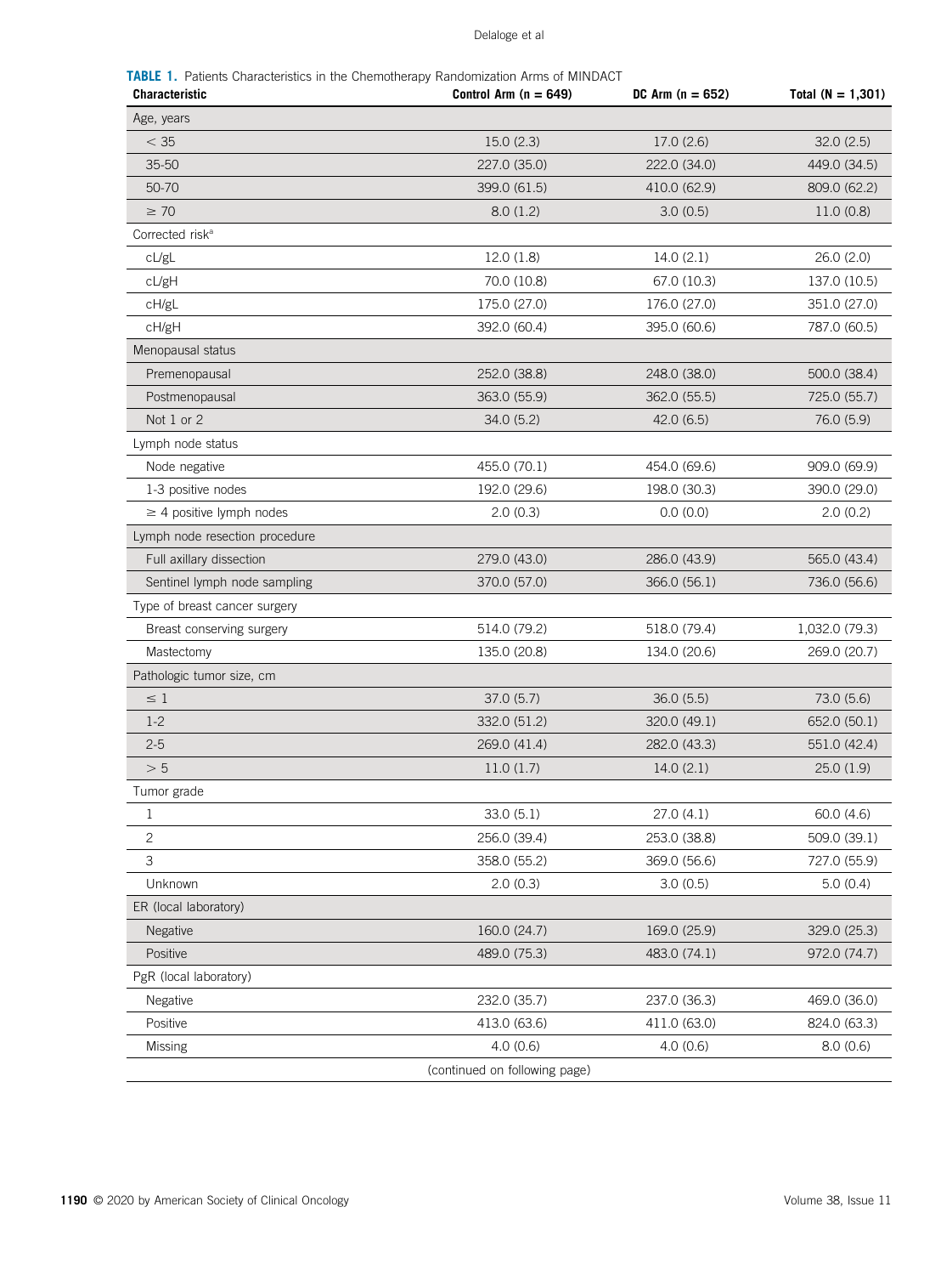**TABLE 1.** Patients Characteristics in the Chemotherapy Randomization Arms of MINDACT

| Characteristic | Control Arm (n = 649) | DC Arm (n = 652) | Total (N = 1,301) |
|---|---|---|---|
| Age, years | | | |
| < 35 | 15.0 (2.3) | 17.0 (2.6) | 32.0 (2.5) |
| 35-50 | 227.0 (35.0) | 222.0 (34.0) | 449.0 (34.5) |
| 50-70 | 399.0 (61.5) | 410.0 (62.9) | 809.0 (62.2) |
| ≥ 70 | 8.0 (1.2) | 3.0 (0.5) | 11.0 (0.8) |
| Corrected risk[a] | | | |
| cL/gL | 12.0 (1.8) | 14.0 (2.1) | 26.0 (2.0) |
| cL/gH | 70.0 (10.8) | 67.0 (10.3) | 137.0 (10.5) |
| cH/gL | 175.0 (27.0) | 176.0 (27.0) | 351.0 (27.0) |
| cH/gH | 392.0 (60.4) | 395.0 (60.6) | 787.0 (60.5) |
| Menopausal status | | | |
| Premenopausal | 252.0 (38.8) | 248.0 (38.0) | 500.0 (38.4) |
| Postmenopausal | 363.0 (55.9) | 362.0 (55.5) | 725.0 (55.7) |
| Not 1 or 2 | 34.0 (5.2) | 42.0 (6.5) | 76.0 (5.9) |
| Lymph node status | | | |
| Node negative | 455.0 (70.1) | 454.0 (69.6) | 909.0 (69.9) |
| 1-3 positive nodes | 192.0 (29.6) | 198.0 (30.3) | 390.0 (29.0) |
| ≥ 4 positive lymph nodes | 2.0 (0.3) | 0.0 (0.0) | 2.0 (0.2) |
| Lymph node resection procedure | | | |
| Full axillary dissection | 279.0 (43.0) | 286.0 (43.9) | 565.0 (43.4) |
| Sentinel lymph node sampling | 370.0 (57.0) | 366.0 (56.1) | 736.0 (56.6) |
| Type of breast cancer surgery | | | |
| Breast conserving surgery | 514.0 (79.2) | 518.0 (79.4) | 1,032.0 (79.3) |
| Mastectomy | 135.0 (20.8) | 134.0 (20.6) | 269.0 (20.7) |
| Pathologic tumor size, cm | | | |
| ≤ 1 | 37.0 (5.7) | 36.0 (5.5) | 73.0 (5.6) |
| 1-2 | 332.0 (51.2) | 320.0 (49.1) | 652.0 (50.1) |
| 2-5 | 269.0 (41.4) | 282.0 (43.3) | 551.0 (42.4) |
| > 5 | 11.0 (1.7) | 14.0 (2.1) | 25.0 (1.9) |
| Tumor grade | | | |
| 1 | 33.0 (5.1) | 27.0 (4.1) | 60.0 (4.6) |
| 2 | 256.0 (39.4) | 253.0 (38.8) | 509.0 (39.1) |
| 3 | 358.0 (55.2) | 369.0 (56.6) | 727.0 (55.9) |
| Unknown | 2.0 (0.3) | 3.0 (0.5) | 5.0 (0.4) |
| ER (local laboratory) | | | |
| Negative | 160.0 (24.7) | 169.0 (25.9) | 329.0 (25.3) |
| Positive | 489.0 (75.3) | 483.0 (74.1) | 972.0 (74.7) |
| PgR (local laboratory) | | | |
| Negative | 232.0 (35.7) | 237.0 (36.3) | 469.0 (36.0) |
| Positive | 413.0 (63.6) | 411.0 (63.0) | 824.0 (63.3) |
| Missing | 4.0 (0.6) | 4.0 (0.6) | 8.0 (0.6) |

(continued on following page)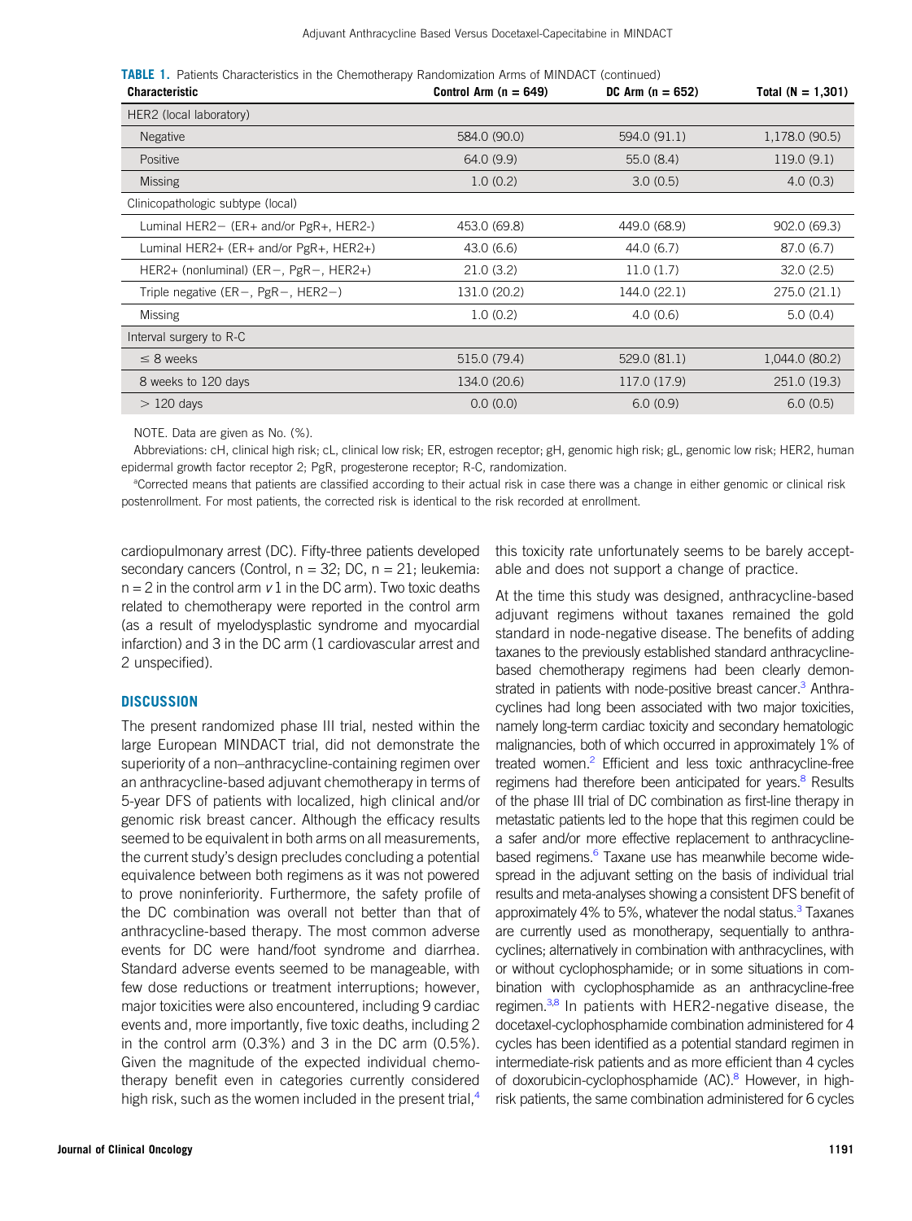**TABLE 1.** Patients Characteristics in the Chemotherapy Randomization Arms of MINDACT (continued)

| Characteristic | Control Arm (n = 649) | DC Arm (n = 652) | Total (N = 1,301) |
|---|---|---|---|
| HER2 (local laboratory) | | | |
| Negative | 584.0 (90.0) | 594.0 (91.1) | 1,178.0 (90.5) |
| Positive | 64.0 (9.9) | 55.0 (8.4) | 119.0 (9.1) |
| Missing | 1.0 (0.2) | 3.0 (0.5) | 4.0 (0.3) |
| Clinicopathologic subtype (local) | | | |
| Luminal HER2− (ER+ and/or PgR+, HER2-) | 453.0 (69.8) | 449.0 (68.9) | 902.0 (69.3) |
| Luminal HER2+ (ER+ and/or PgR+, HER2+) | 43.0 (6.6) | 44.0 (6.7) | 87.0 (6.7) |
| HER2+ (nonluminal) (ER−, PgR−, HER2+) | 21.0 (3.2) | 11.0 (1.7) | 32.0 (2.5) |
| Triple negative (ER−, PgR−, HER2−) | 131.0 (20.2) | 144.0 (22.1) | 275.0 (21.1) |
| Missing | 1.0 (0.2) | 4.0 (0.6) | 5.0 (0.4) |
| Interval surgery to R-C | | | |
| ≤ 8 weeks | 515.0 (79.4) | 529.0 (81.1) | 1,044.0 (80.2) |
| 8 weeks to 120 days | 134.0 (20.6) | 117.0 (17.9) | 251.0 (19.3) |
| > 120 days | 0.0 (0.0) | 6.0 (0.9) | 6.0 (0.5) |

NOTE. Data are given as No. (%).

Abbreviations: cH, clinical high risk; cL, clinical low risk; ER, estrogen receptor; gH, genomic high risk; gL, genomic low risk; HER2, human epidermal growth factor receptor 2; PgR, progesterone receptor; R-C, randomization.

[a]Corrected means that patients are classified according to their actual risk in case there was a change in either genomic or clinical risk postenrollment. For most patients, the corrected risk is identical to the risk recorded at enrollment.

cardiopulmonary arrest (DC). Fifty-three patients developed secondary cancers (Control, n = 32; DC, n = 21; leukemia: n = 2 in the control arm *v* 1 in the DC arm). Two toxic deaths related to chemotherapy were reported in the control arm (as a result of myelodysplastic syndrome and myocardial infarction) and 3 in the DC arm (1 cardiovascular arrest and 2 unspecified).

## DISCUSSION

The present randomized phase III trial, nested within the large European MINDACT trial, did not demonstrate the superiority of a non–anthracycline-containing regimen over an anthracycline-based adjuvant chemotherapy in terms of 5-year DFS of patients with localized, high clinical and/or genomic risk breast cancer. Although the efficacy results seemed to be equivalent in both arms on all measurements, the current study's design precludes concluding a potential equivalence between both regimens as it was not powered to prove noninferiority. Furthermore, the safety profile of the DC combination was overall not better than that of anthracycline-based therapy. The most common adverse events for DC were hand/foot syndrome and diarrhea. Standard adverse events seemed to be manageable, with few dose reductions or treatment interruptions; however, major toxicities were also encountered, including 9 cardiac events and, more importantly, five toxic deaths, including 2 in the control arm (0.3%) and 3 in the DC arm (0.5%). Given the magnitude of the expected individual chemotherapy benefit even in categories currently considered high risk, such as the women included in the present trial,[4] this toxicity rate unfortunately seems to be barely acceptable and does not support a change of practice.

At the time this study was designed, anthracycline-based adjuvant regimens without taxanes remained the gold standard in node-negative disease. The benefits of adding taxanes to the previously established standard anthracycline-based chemotherapy regimens had been clearly demonstrated in patients with node-positive breast cancer.[3] Anthracyclines had long been associated with two major toxicities, namely long-term cardiac toxicity and secondary hematologic malignancies, both of which occurred in approximately 1% of treated women.[2] Efficient and less toxic anthracycline-free regimens had therefore been anticipated for years.[8] Results of the phase III trial of DC combination as first-line therapy in metastatic patients led to the hope that this regimen could be a safer and/or more effective replacement to anthracycline-based regimens.[6] Taxane use has meanwhile become widespread in the adjuvant setting on the basis of individual trial results and meta-analyses showing a consistent DFS benefit of approximately 4% to 5%, whatever the nodal status.[3] Taxanes are currently used as monotherapy, sequentially to anthracyclines; alternatively in combination with anthracyclines, with or without cyclophosphamide; or in some situations in combination with cyclophosphamide as an anthracycline-free regimen.[3,8] In patients with HER2-negative disease, the docetaxel-cyclophosphamide combination administered for 4 cycles has been identified as a potential standard regimen in intermediate-risk patients and as more efficient than 4 cycles of doxorubicin-cyclophosphamide (AC).[8] However, in high-risk patients, the same combination administered for 6 cycles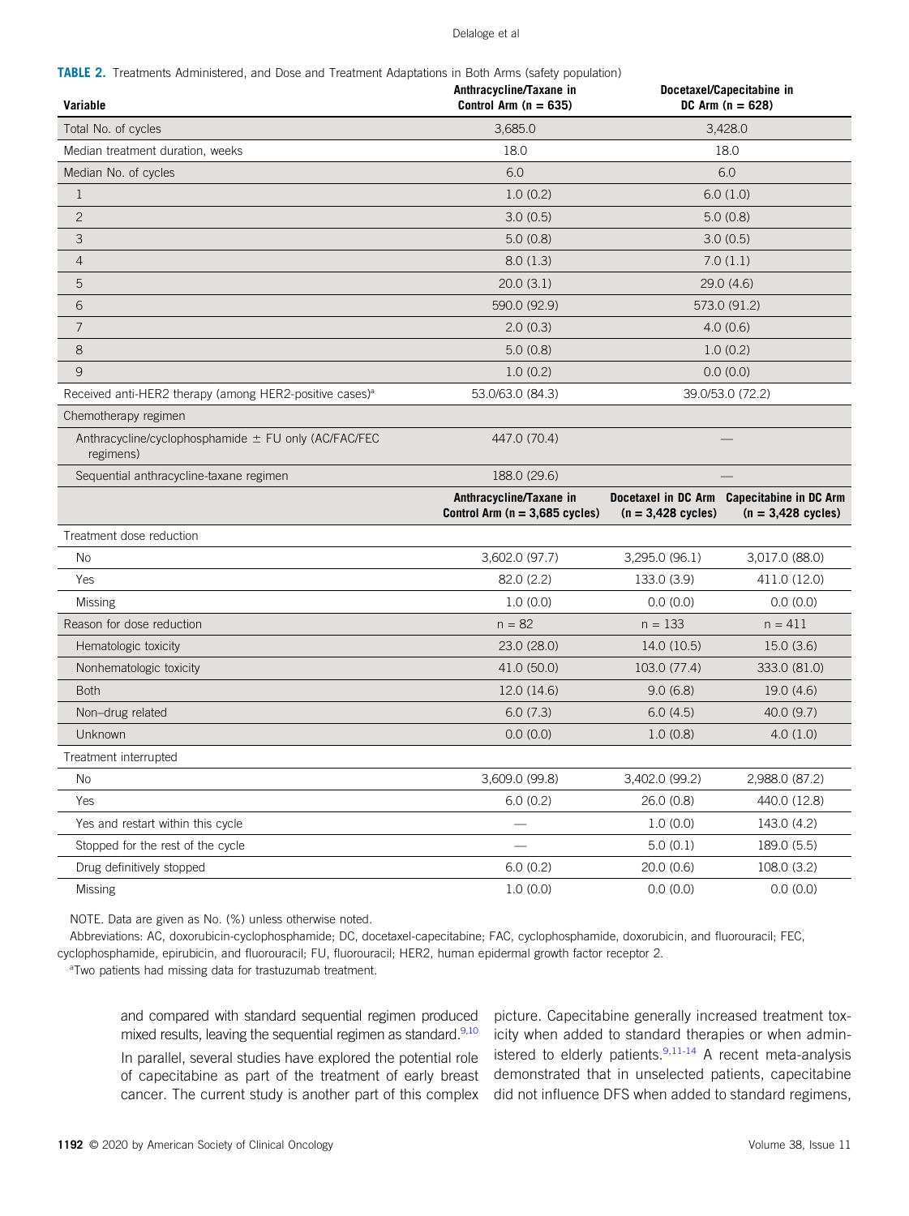**TABLE 2.** Treatments Administered, and Dose and Treatment Adaptations in Both Arms (safety population)

| Variable | Anthracycline/Taxane in Control Arm (n = 635) | Docetaxel/Capecitabine in DC Arm (n = 628) | |
|---|---|---|---|
| Total No. of cycles | 3,685.0 | 3,428.0 | |
| Median treatment duration, weeks | 18.0 | 18.0 | |
| Median No. of cycles | 6.0 | 6.0 | |
| 1 | 1.0 (0.2) | 6.0 (1.0) | |
| 2 | 3.0 (0.5) | 5.0 (0.8) | |
| 3 | 5.0 (0.8) | 3.0 (0.5) | |
| 4 | 8.0 (1.3) | 7.0 (1.1) | |
| 5 | 20.0 (3.1) | 29.0 (4.6) | |
| 6 | 590.0 (92.9) | 573.0 (91.2) | |
| 7 | 2.0 (0.3) | 4.0 (0.6) | |
| 8 | 5.0 (0.8) | 1.0 (0.2) | |
| 9 | 1.0 (0.2) | 0.0 (0.0) | |
| Received anti-HER2 therapy (among HER2-positive cases)[a] | 53.0/63.0 (84.3) | 39.0/53.0 (72.2) | |
| Chemotherapy regimen | | | |
| Anthracycline/cyclophosphamide ± FU only (AC/FAC/FEC regimens) | 447.0 (70.4) | — | |
| Sequential anthracycline-taxane regimen | 188.0 (29.6) | — | |
| | **Anthracycline/Taxane in Control Arm (n = 3,685 cycles)** | **Docetaxel in DC Arm (n = 3,428 cycles)** | **Capecitabine in DC Arm (n = 3,428 cycles)** |
| Treatment dose reduction | | | |
| No | 3,602.0 (97.7) | 3,295.0 (96.1) | 3,017.0 (88.0) |
| Yes | 82.0 (2.2) | 133.0 (3.9) | 411.0 (12.0) |
| Missing | 1.0 (0.0) | 0.0 (0.0) | 0.0 (0.0) |
| Reason for dose reduction | n = 82 | n = 133 | n = 411 |
| Hematologic toxicity | 23.0 (28.0) | 14.0 (10.5) | 15.0 (3.6) |
| Nonhematologic toxicity | 41.0 (50.0) | 103.0 (77.4) | 333.0 (81.0) |
| Both | 12.0 (14.6) | 9.0 (6.8) | 19.0 (4.6) |
| Non–drug related | 6.0 (7.3) | 6.0 (4.5) | 40.0 (9.7) |
| Unknown | 0.0 (0.0) | 1.0 (0.8) | 4.0 (1.0) |
| Treatment interrupted | | | |
| No | 3,609.0 (99.8) | 3,402.0 (99.2) | 2,988.0 (87.2) |
| Yes | 6.0 (0.2) | 26.0 (0.8) | 440.0 (12.8) |
| Yes and restart within this cycle | — | 1.0 (0.0) | 143.0 (4.2) |
| Stopped for the rest of the cycle | — | 5.0 (0.1) | 189.0 (5.5) |
| Drug definitively stopped | 6.0 (0.2) | 20.0 (0.6) | 108.0 (3.2) |
| Missing | 1.0 (0.0) | 0.0 (0.0) | 0.0 (0.0) |

NOTE. Data are given as No. (%) unless otherwise noted.

Abbreviations: AC, doxorubicin-cyclophosphamide; DC, docetaxel-capecitabine; FAC, cyclophosphamide, doxorubicin, and fluorouracil; FEC, cyclophosphamide, epirubicin, and fluorouracil; FU, fluorouracil; HER2, human epidermal growth factor receptor 2.

[a]Two patients had missing data for trastuzumab treatment.

and compared with standard sequential regimen produced mixed results, leaving the sequential regimen as standard.[9,10]

In parallel, several studies have explored the potential role of capecitabine as part of the treatment of early breast cancer. The current study is another part of this complex picture. Capecitabine generally increased treatment toxicity when added to standard therapies or when administered to elderly patients.[9,11-14] A recent meta-analysis demonstrated that in unselected patients, capecitabine did not influence DFS when added to standard regimens,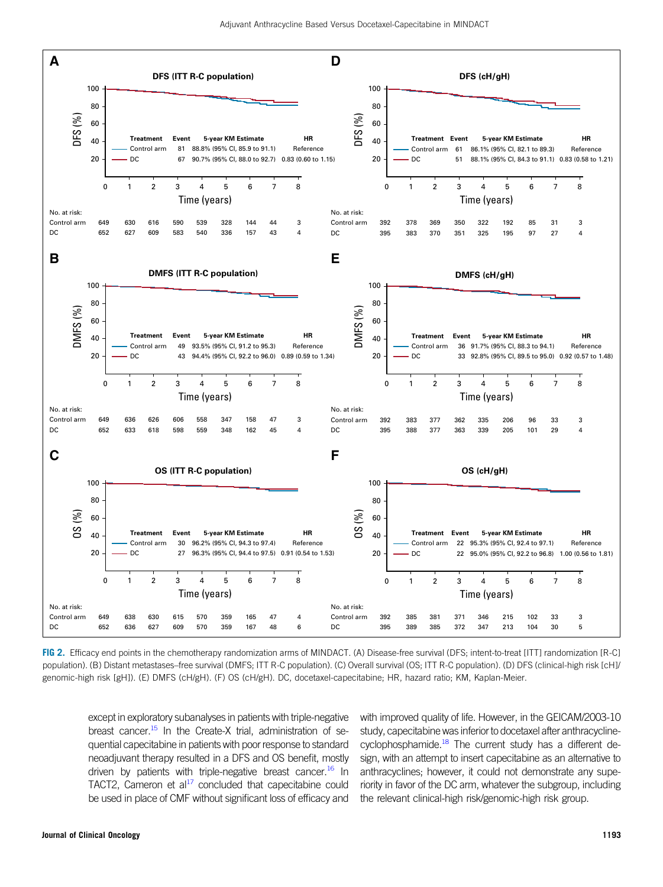**A** DFS (ITT R-C population)

| Treatment | Event | 5-year KM Estimate | HR |
|---|---|---|---|
| Control arm | 81 | 88.8% (95% CI, 85.9 to 91.1) | Reference |
| DC | 67 | 90.7% (95% CI, 88.0 to 92.7) | 0.83 (0.60 to 1.15) |

| No. at risk: Time (years) | 0 | 1 | 2 | 3 | 4 | 5 | 6 | 7 | 8 |
|---|---|---|---|---|---|---|---|---|---|
| Control arm | 649 | 630 | 616 | 590 | 539 | 328 | 144 | 44 | 3 |
| DC | 652 | 627 | 609 | 583 | 540 | 336 | 157 | 43 | 4 |

**B** DMFS (ITT R-C population)

| Treatment | Event | 5-year KM Estimate | HR |
|---|---|---|---|
| Control arm | 49 | 93.5% (95% CI, 91.2 to 95.3) | Reference |
| DC | 43 | 94.4% (95% CI, 92.2 to 96.0) | 0.89 (0.59 to 1.34) |

| No. at risk: Time (years) | 0 | 1 | 2 | 3 | 4 | 5 | 6 | 7 | 8 |
|---|---|---|---|---|---|---|---|---|---|
| Control arm | 649 | 636 | 626 | 606 | 558 | 347 | 158 | 47 | 3 |
| DC | 652 | 633 | 618 | 598 | 559 | 348 | 162 | 45 | 4 |

**C** OS (ITT R-C population)

| Treatment | Event | 5-year KM Estimate | HR |
|---|---|---|---|
| Control arm | 30 | 96.2% (95% CI, 94.3 to 97.4) | Reference |
| DC | 27 | 96.3% (95% CI, 94.4 to 97.5) | 0.91 (0.54 to 1.53) |

| No. at risk: Time (years) | 0 | 1 | 2 | 3 | 4 | 5 | 6 | 7 | 8 |
|---|---|---|---|---|---|---|---|---|---|
| Control arm | 649 | 638 | 630 | 615 | 570 | 359 | 165 | 47 | 4 |
| DC | 652 | 636 | 627 | 609 | 570 | 359 | 167 | 48 | 6 |

**D** DFS (cH/gH)

| Treatment | Event | 5-year KM Estimate | HR |
|---|---|---|---|
| Control arm | 61 | 86.1% (95% CI, 82.1 to 89.3) | Reference |
| DC | 51 | 88.1% (95% CI, 84.3 to 91.1) | 0.83 (0.58 to 1.21) |

| No. at risk: Time (years) | 0 | 1 | 2 | 3 | 4 | 5 | 6 | 7 | 8 |
|---|---|---|---|---|---|---|---|---|---|
| Control arm | 392 | 378 | 369 | 350 | 322 | 192 | 85 | 31 | 3 |
| DC | 395 | 383 | 370 | 351 | 325 | 195 | 97 | 27 | 4 |

**E** DMFS (cH/gH)

| Treatment | Event | 5-year KM Estimate | HR |
|---|---|---|---|
| Control arm | 36 | 91.7% (95% CI, 88.3 to 94.1) | Reference |
| DC | 33 | 92.8% (95% CI, 89.5 to 95.0) | 0.92 (0.57 to 1.48) |

| No. at risk: Time (years) | 0 | 1 | 2 | 3 | 4 | 5 | 6 | 7 | 8 |
|---|---|---|---|---|---|---|---|---|---|
| Control arm | 392 | 383 | 377 | 362 | 335 | 206 | 96 | 33 | 3 |
| DC | 395 | 388 | 377 | 363 | 339 | 205 | 101 | 29 | 4 |

**F** OS (cH/gH)

| Treatment | Event | 5-year KM Estimate | HR |
|---|---|---|---|
| Control arm | 22 | 95.3% (95% CI, 92.4 to 97.1) | Reference |
| DC | 22 | 95.0% (95% CI, 92.2 to 96.8) | 1.00 (0.56 to 1.81) |

| No. at risk: Time (years) | 0 | 1 | 2 | 3 | 4 | 5 | 6 | 7 | 8 |
|---|---|---|---|---|---|---|---|---|---|
| Control arm | 392 | 385 | 381 | 371 | 346 | 215 | 102 | 33 | 3 |
| DC | 395 | 389 | 385 | 372 | 347 | 213 | 104 | 30 | 5 |

**FIG 2.** Efficacy end points in the chemotherapy randomization arms of MINDACT. (A) Disease-free survival (DFS; intent-to-treat [ITT] randomization [R-C] population). (B) Distant metastases–free survival (DMFS; ITT R-C population). (C) Overall survival (OS; ITT R-C population). (D) DFS (clinical-high risk [cH]/genomic-high risk [gH]). (E) DMFS (cH/gH). (F) OS (cH/gH). DC, docetaxel-capecitabine; HR, hazard ratio; KM, Kaplan-Meier.

except in exploratory subanalyses in patients with triple-negative breast cancer.[15] In the Create-X trial, administration of sequential capecitabine in patients with poor response to standard neoadjuvant therapy resulted in a DFS and OS benefit, mostly driven by patients with triple-negative breast cancer.[16] In TACT2, Cameron et al[17] concluded that capecitabine could be used in place of CMF without significant loss of efficacy and with improved quality of life. However, in the GEICAM/2003-10 study, capecitabine was inferior to docetaxel after anthracycline-cyclophosphamide.[18] The current study has a different design, with an attempt to insert capecitabine as an alternative to anthracyclines; however, it could not demonstrate any superiority in favor of the DC arm, whatever the subgroup, including the relevant clinical-high risk/genomic-high risk group.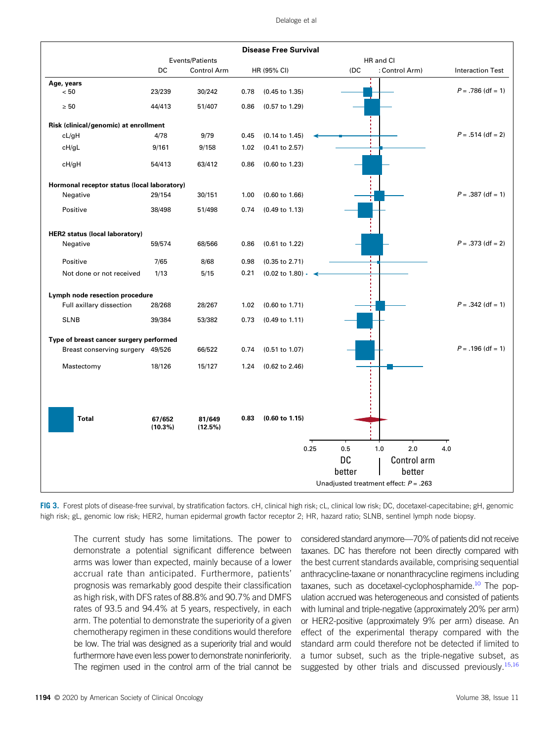**Disease Free Survival**

| | Events/Patients DC | Events/Patients Control Arm | HR (95% CI) | Interaction Test |
|---|---|---|---|---|
| **Age, years** | | | | |
| < 50 | 23/239 | 30/242 | 0.78 (0.45 to 1.35) | P = .786 (df = 1) |
| ≥ 50 | 44/413 | 51/407 | 0.86 (0.57 to 1.29) | |
| **Risk (clinical/genomic) at enrollment** | | | | |
| cL/gH | 4/78 | 9/79 | 0.45 (0.14 to 1.45) | P = .514 (df = 2) |
| cH/gL | 9/161 | 9/158 | 1.02 (0.41 to 2.57) | |
| cH/gH | 54/413 | 63/412 | 0.86 (0.60 to 1.23) | |
| **Hormonal receptor status (local laboratory)** | | | | |
| Negative | 29/154 | 30/151 | 1.00 (0.60 to 1.66) | P = .387 (df = 1) |
| Positive | 38/498 | 51/498 | 0.74 (0.49 to 1.13) | |
| **HER2 status (local laboratory)** | | | | |
| Negative | 59/574 | 68/566 | 0.86 (0.61 to 1.22) | P = .373 (df = 2) |
| Positive | 7/65 | 8/68 | 0.98 (0.35 to 2.71) | |
| Not done or not received | 1/13 | 5/15 | 0.21 (0.02 to 1.80) | |
| **Lymph node resection procedure** | | | | |
| Full axillary dissection | 28/268 | 28/267 | 1.02 (0.60 to 1.71) | P = .342 (df = 1) |
| SLNB | 39/384 | 53/382 | 0.73 (0.49 to 1.11) | |
| **Type of breast cancer surgery performed** | | | | |
| Breast conserving surgery | 49/526 | 66/522 | 0.74 (0.51 to 1.07) | P = .196 (df = 1) |
| Mastectomy | 18/126 | 15/127 | 1.24 (0.62 to 2.46) | |
| **Total** | **67/652 (10.3%)** | **81/649 (12.5%)** | **0.83 (0.60 to 1.15)** | |

HR and CI (DC : Control Arm): 0.25, 0.5, 1.0, 2.0, 4.0 — DC better | Control arm better

Unadjusted treatment effect: P = .263

**FIG 3.** Forest plots of disease-free survival, by stratification factors. cH, clinical high risk; cL, clinical low risk; DC, docetaxel-capecitabine; gH, genomic high risk; gL, genomic low risk; HER2, human epidermal growth factor receptor 2; HR, hazard ratio; SLNB, sentinel lymph node biopsy.

The current study has some limitations. The power to demonstrate a potential significant difference between arms was lower than expected, mainly because of a lower accrual rate than anticipated. Furthermore, patients' prognosis was remarkably good despite their classification as high risk, with DFS rates of 88.8% and 90.7% and DMFS rates of 93.5 and 94.4% at 5 years, respectively, in each arm. The potential to demonstrate the superiority of a given chemotherapy regimen in these conditions would therefore be low. The trial was designed as a superiority trial and would furthermore have even less power to demonstrate noninferiority. The regimen used in the control arm of the trial cannot be considered standard anymore—70% of patients did not receive taxanes. DC has therefore not been directly compared with the best current standards available, comprising sequential anthracycline-taxane or nonanthracycline regimens including taxanes, such as docetaxel-cyclophosphamide.[10] The population accrued was heterogeneous and consisted of patients with luminal and triple-negative (approximately 20% per arm) or HER2-positive (approximately 9% per arm) disease. An effect of the experimental therapy compared with the standard arm could therefore not be detected if limited to a tumor subset, such as the triple-negative subset, as suggested by other trials and discussed previously.[15,16]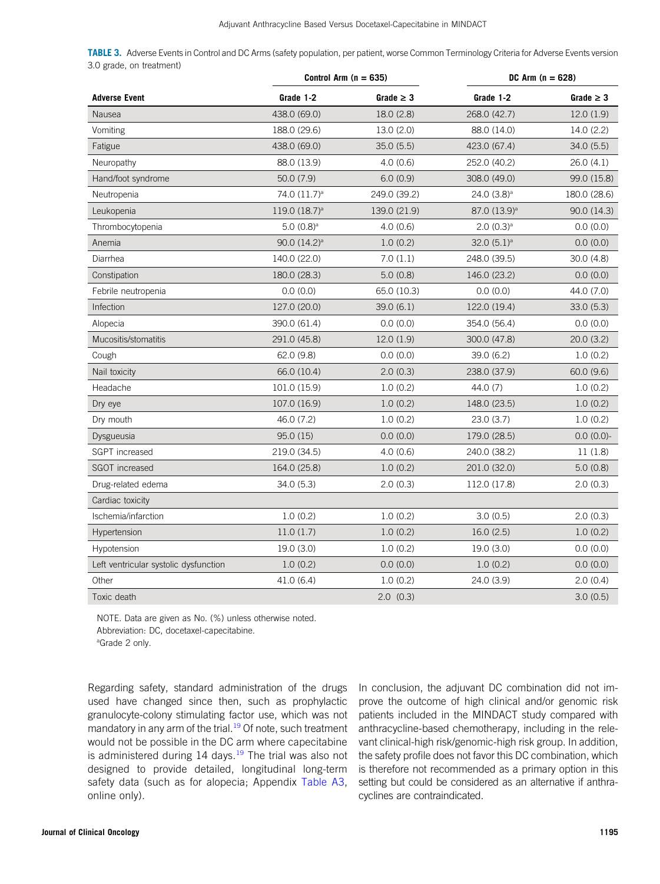**TABLE 3.** Adverse Events in Control and DC Arms (safety population, per patient, worse Common Terminology Criteria for Adverse Events version 3.0 grade, on treatment)

| | Control Arm (n = 635) | | DC Arm (n = 628) | |
|---|---|---|---|---|
| **Adverse Event** | **Grade 1-2** | **Grade ≥ 3** | **Grade 1-2** | **Grade ≥ 3** |
| Nausea | 438.0 (69.0) | 18.0 (2.8) | 268.0 (42.7) | 12.0 (1.9) |
| Vomiting | 188.0 (29.6) | 13.0 (2.0) | 88.0 (14.0) | 14.0 (2.2) |
| Fatigue | 438.0 (69.0) | 35.0 (5.5) | 423.0 (67.4) | 34.0 (5.5) |
| Neuropathy | 88.0 (13.9) | 4.0 (0.6) | 252.0 (40.2) | 26.0 (4.1) |
| Hand/foot syndrome | 50.0 (7.9) | 6.0 (0.9) | 308.0 (49.0) | 99.0 (15.8) |
| Neutropenia | 74.0 (11.7)[a] | 249.0 (39.2) | 24.0 (3.8)[a] | 180.0 (28.6) |
| Leukopenia | 119.0 (18.7)[a] | 139.0 (21.9) | 87.0 (13.9)[a] | 90.0 (14.3) |
| Thrombocytopenia | 5.0 (0.8)[a] | 4.0 (0.6) | 2.0 (0.3)[a] | 0.0 (0.0) |
| Anemia | 90.0 (14.2)[a] | 1.0 (0.2) | 32.0 (5.1)[a] | 0.0 (0.0) |
| Diarrhea | 140.0 (22.0) | 7.0 (1.1) | 248.0 (39.5) | 30.0 (4.8) |
| Constipation | 180.0 (28.3) | 5.0 (0.8) | 146.0 (23.2) | 0.0 (0.0) |
| Febrile neutropenia | 0.0 (0.0) | 65.0 (10.3) | 0.0 (0.0) | 44.0 (7.0) |
| Infection | 127.0 (20.0) | 39.0 (6.1) | 122.0 (19.4) | 33.0 (5.3) |
| Alopecia | 390.0 (61.4) | 0.0 (0.0) | 354.0 (56.4) | 0.0 (0.0) |
| Mucositis/stomatitis | 291.0 (45.8) | 12.0 (1.9) | 300.0 (47.8) | 20.0 (3.2) |
| Cough | 62.0 (9.8) | 0.0 (0.0) | 39.0 (6.2) | 1.0 (0.2) |
| Nail toxicity | 66.0 (10.4) | 2.0 (0.3) | 238.0 (37.9) | 60.0 (9.6) |
| Headache | 101.0 (15.9) | 1.0 (0.2) | 44.0 (7) | 1.0 (0.2) |
| Dry eye | 107.0 (16.9) | 1.0 (0.2) | 148.0 (23.5) | 1.0 (0.2) |
| Dry mouth | 46.0 (7.2) | 1.0 (0.2) | 23.0 (3.7) | 1.0 (0.2) |
| Dysgueusia | 95.0 (15) | 0.0 (0.0) | 179.0 (28.5) | 0.0 (0.0)- |
| SGPT increased | 219.0 (34.5) | 4.0 (0.6) | 240.0 (38.2) | 11 (1.8) |
| SGOT increased | 164.0 (25.8) | 1.0 (0.2) | 201.0 (32.0) | 5.0 (0.8) |
| Drug-related edema | 34.0 (5.3) | 2.0 (0.3) | 112.0 (17.8) | 2.0 (0.3) |
| Cardiac toxicity | | | | |
| Ischemia/infarction | 1.0 (0.2) | 1.0 (0.2) | 3.0 (0.5) | 2.0 (0.3) |
| Hypertension | 11.0 (1.7) | 1.0 (0.2) | 16.0 (2.5) | 1.0 (0.2) |
| Hypotension | 19.0 (3.0) | 1.0 (0.2) | 19.0 (3.0) | 0.0 (0.0) |
| Left ventricular systolic dysfunction | 1.0 (0.2) | 0.0 (0.0) | 1.0 (0.2) | 0.0 (0.0) |
| Other | 41.0 (6.4) | 1.0 (0.2) | 24.0 (3.9) | 2.0 (0.4) |
| Toxic death | | 2.0 (0.3) | | 3.0 (0.5) |

NOTE. Data are given as No. (%) unless otherwise noted.

Abbreviation: DC, docetaxel-capecitabine.

[a]Grade 2 only.

Regarding safety, standard administration of the drugs used have changed since then, such as prophylactic granulocyte-colony stimulating factor use, which was not mandatory in any arm of the trial.[19] Of note, such treatment would not be possible in the DC arm where capecitabine is administered during 14 days.[19] The trial was also not designed to provide detailed, longitudinal long-term safety data (such as for alopecia; Appendix Table A3, online only).

In conclusion, the adjuvant DC combination did not improve the outcome of high clinical and/or genomic risk patients included in the MINDACT study compared with anthracycline-based chemotherapy, including in the relevant clinical-high risk/genomic-high risk group. In addition, the safety profile does not favor this DC combination, which is therefore not recommended as a primary option in this setting but could be considered as an alternative if anthracyclines are contraindicated.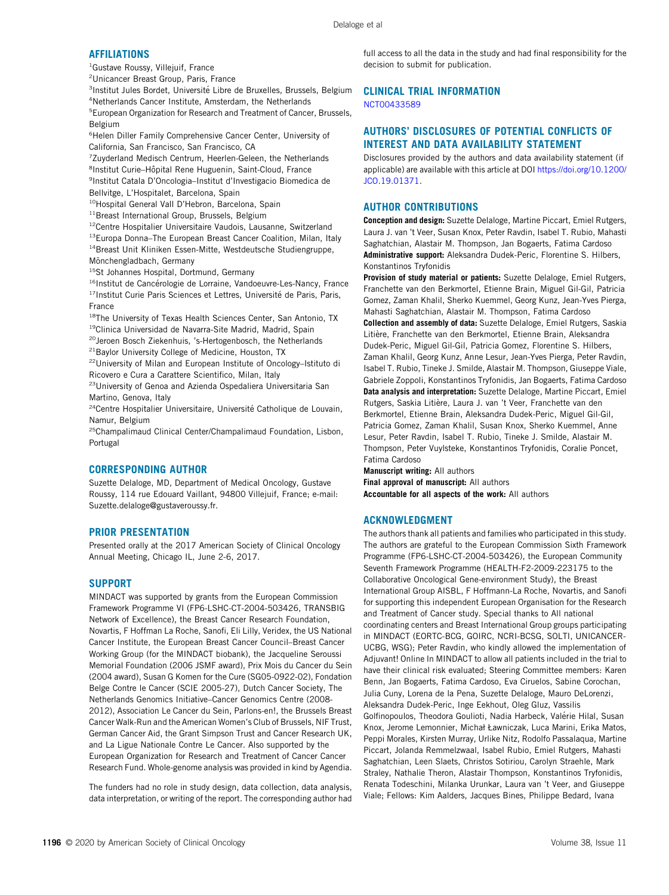## AFFILIATIONS

[1]Gustave Roussy, Villejuif, France
[2]Unicancer Breast Group, Paris, France
[3]Institut Jules Bordet, Université Libre de Bruxelles, Brussels, Belgium
[4]Netherlands Cancer Institute, Amsterdam, the Netherlands
[5]European Organization for Research and Treatment of Cancer, Brussels, Belgium
[6]Helen Diller Family Comprehensive Cancer Center, University of California, San Francisco, San Francisco, CA
[7]Zuyderland Medisch Centrum, Heerlen-Geleen, the Netherlands
[8]Institut Curie–Hôpital Rene Huguenin, Saint-Cloud, France
[9]Institut Catala D'Oncologia–Institut d'Investigacio Biomedica de Bellvitge, L'Hospitalet, Barcelona, Spain
[10]Hospital General Vall D'Hebron, Barcelona, Spain
[11]Breast International Group, Brussels, Belgium
[12]Centre Hospitalier Universitaire Vaudois, Lausanne, Switzerland
[13]Europa Donna–The European Breast Cancer Coalition, Milan, Italy
[14]Breast Unit Kliniken Essen-Mitte, Westdeutsche Studiengruppe, Mönchengladbach, Germany
[15]St Johannes Hospital, Dortmund, Germany
[16]Institut de Cancérologie de Lorraine, Vandoeuvre-Les-Nancy, France
[17]Institut Curie Paris Sciences et Lettres, Université de Paris, Paris, France
[18]The University of Texas Health Sciences Center, San Antonio, TX
[19]Clinica Universidad de Navarra-Site Madrid, Madrid, Spain
[20]Jeroen Bosch Ziekenhuis, 's-Hertogenbosch, the Netherlands
[21]Baylor University College of Medicine, Houston, TX
[22]University of Milan and European Institute of Oncology–Istituto di Ricovero e Cura a Carattere Scientifico, Milan, Italy
[23]University of Genoa and Azienda Ospedaliera Universitaria San Martino, Genova, Italy
[24]Centre Hospitalier Universitaire, Université Catholique de Louvain, Namur, Belgium
[25]Champalimaud Clinical Center/Champalimaud Foundation, Lisbon, Portugal

## CORRESPONDING AUTHOR

Suzette Delaloge, MD, Department of Medical Oncology, Gustave Roussy, 114 rue Edouard Vaillant, 94800 Villejuif, France; e-mail: Suzette.delaloge@gustaveroussy.fr.

## PRIOR PRESENTATION

Presented orally at the 2017 American Society of Clinical Oncology Annual Meeting, Chicago IL, June 2-6, 2017.

## SUPPORT

MINDACT was supported by grants from the European Commission Framework Programme VI (FP6-LSHC-CT-2004-503426, TRANSBIG Network of Excellence), the Breast Cancer Research Foundation, Novartis, F Hoffman La Roche, Sanofi, Eli Lilly, Veridex, the US National Cancer Institute, the European Breast Cancer Council–Breast Cancer Working Group (for the MINDACT biobank), the Jacqueline Seroussi Memorial Foundation (2006 JSMF award), Prix Mois du Cancer du Sein (2004 award), Susan G Komen for the Cure (SG05-0922-02), Fondation Belge Contre le Cancer (SCIE 2005-27), Dutch Cancer Society, The Netherlands Genomics Initiative–Cancer Genomics Centre (2008-2012), Association Le Cancer du Sein, Parlons-en!, the Brussels Breast Cancer Walk-Run and the American Women's Club of Brussels, NIF Trust, German Cancer Aid, the Grant Simpson Trust and Cancer Research UK, and La Ligue Nationale Contre Le Cancer. Also supported by the European Organization for Research and Treatment of Cancer Cancer Research Fund. Whole-genome analysis was provided in kind by Agendia.

The funders had no role in study design, data collection, data analysis, data interpretation, or writing of the report. The corresponding author had full access to all the data in the study and had final responsibility for the decision to submit for publication.

## CLINICAL TRIAL INFORMATION

NCT00433589

## AUTHORS' DISCLOSURES OF POTENTIAL CONFLICTS OF INTEREST AND DATA AVAILABILITY STATEMENT

Disclosures provided by the authors and data availability statement (if applicable) are available with this article at DOI https://doi.org/10.1200/JCO.19.01371.

## AUTHOR CONTRIBUTIONS

**Conception and design:** Suzette Delaloge, Martine Piccart, Emiel Rutgers, Laura J. van 't Veer, Susan Knox, Peter Ravdin, Isabel T. Rubio, Mahasti Saghatchian, Alastair M. Thompson, Jan Bogaerts, Fatima Cardoso
**Administrative support:** Aleksandra Dudek-Peric, Florentine S. Hilbers, Konstantinos Tryfonidis
**Provision of study material or patients:** Suzette Delaloge, Emiel Rutgers, Franchette van den Berkmortel, Etienne Brain, Miguel Gil-Gil, Patricia Gomez, Zaman Khalil, Sherko Kuemmel, Georg Kunz, Jean-Yves Pierga, Mahasti Saghatchian, Alastair M. Thompson, Fatima Cardoso
**Collection and assembly of data:** Suzette Delaloge, Emiel Rutgers, Saskia Litière, Franchette van den Berkmortel, Etienne Brain, Aleksandra Dudek-Peric, Miguel Gil-Gil, Patricia Gomez, Florentine S. Hilbers, Zaman Khalil, Georg Kunz, Anne Lesur, Jean-Yves Pierga, Peter Ravdin, Isabel T. Rubio, Tineke J. Smilde, Alastair M. Thompson, Giuseppe Viale, Gabriele Zoppoli, Konstantinos Tryfonidis, Jan Bogaerts, Fatima Cardoso
**Data analysis and interpretation:** Suzette Delaloge, Martine Piccart, Emiel Rutgers, Saskia Litière, Laura J. van 't Veer, Franchette van den Berkmortel, Etienne Brain, Aleksandra Dudek-Peric, Miguel Gil-Gil, Patricia Gomez, Zaman Khalil, Susan Knox, Sherko Kuemmel, Anne Lesur, Peter Ravdin, Isabel T. Rubio, Tineke J. Smilde, Alastair M. Thompson, Peter Vuylsteke, Konstantinos Tryfonidis, Coralie Poncet, Fatima Cardoso
**Manuscript writing:** All authors
**Final approval of manuscript:** All authors
**Accountable for all aspects of the work:** All authors

## ACKNOWLEDGMENT

The authors thank all patients and families who participated in this study. The authors are grateful to the European Commission Sixth Framework Programme (FP6-LSHC-CT-2004-503426), the European Community Seventh Framework Programme (HEALTH-F2-2009-223175 to the Collaborative Oncological Gene-environment Study), the Breast International Group AISBL, F Hoffmann-La Roche, Novartis, and Sanofi for supporting this independent European Organisation for the Research and Treatment of Cancer study. Special thanks to All national coordinating centers and Breast International Group groups participating in MINDACT (EORTC-BCG, GOIRC, NCRI-BCSG, SOLTI, UNICANCER-UCBG, WSG); Peter Ravdin, who kindly allowed the implementation of Adjuvant! Online In MINDACT to allow all patients included in the trial to have their clinical risk evaluated; Steering Committee members: Karen Benn, Jan Bogaerts, Fatima Cardoso, Eva Ciruelos, Sabine Corochan, Julia Cuny, Lorena de la Pena, Suzette Delaloge, Mauro DeLorenzi, Aleksandra Dudek-Peric, Inge Eekhout, Oleg Gluz, Vassilis Golfinopoulos, Theodora Goulioti, Nadia Harbeck, Valérie Hilal, Susan Knox, Jerome Lemonnier, Michał Ławniczak, Luca Marini, Erika Matos, Peppi Morales, Kirsten Murray, Urlike Nitz, Rodolfo Passalaqua, Martine Piccart, Jolanda Remmelzwaal, Isabel Rubio, Emiel Rutgers, Mahasti Saghatchian, Leen Slaets, Christos Sotiriou, Carolyn Straehle, Mark Straley, Nathalie Theron, Alastair Thompson, Konstantinos Tryfonidis, Renata Todeschini, Milanka Urunkar, Laura van 't Veer, and Giuseppe Viale; Fellows: Kim Aalders, Jacques Bines, Philippe Bedard, Ivana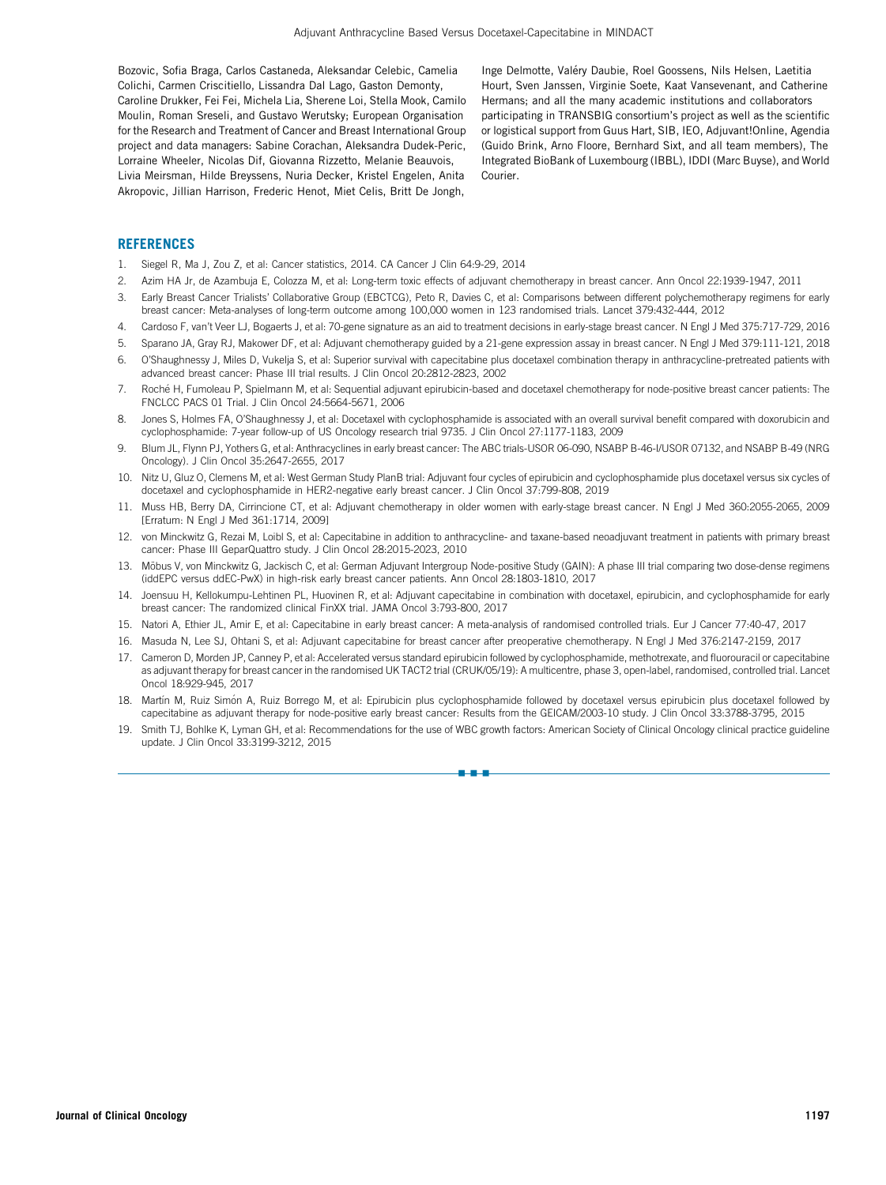Bozovic, Sofia Braga, Carlos Castaneda, Aleksandar Celebic, Camelia Colichi, Carmen Criscitiello, Lissandra Dal Lago, Gaston Demonty, Caroline Drukker, Fei Fei, Michela Lia, Sherene Loi, Stella Mook, Camilo Moulin, Roman Sreseli, and Gustavo Werutsky; European Organisation for the Research and Treatment of Cancer and Breast International Group project and data managers: Sabine Corachan, Aleksandra Dudek-Peric, Lorraine Wheeler, Nicolas Dif, Giovanna Rizzetto, Melanie Beauvois, Livia Meirsman, Hilde Breyssens, Nuria Decker, Kristel Engelen, Anita Akropovic, Jillian Harrison, Frederic Henot, Miet Celis, Britt De Jongh, Inge Delmotte, Valéry Daubie, Roel Goossens, Nils Helsen, Laetitia Hourt, Sven Janssen, Virginie Soete, Kaat Vansevenant, and Catherine Hermans; and all the many academic institutions and collaborators participating in TRANSBIG consortium's project as well as the scientific or logistical support from Guus Hart, SIB, IEO, Adjuvant!Online, Agendia (Guido Brink, Arno Floore, Bernhard Sixt, and all team members), The Integrated BioBank of Luxembourg (IBBL), IDDI (Marc Buyse), and World Courier.

## REFERENCES

1. Siegel R, Ma J, Zou Z, et al: Cancer statistics, 2014. CA Cancer J Clin 64:9-29, 2014
2. Azim HA Jr, de Azambuja E, Colozza M, et al: Long-term toxic effects of adjuvant chemotherapy in breast cancer. Ann Oncol 22:1939-1947, 2011
3. Early Breast Cancer Trialists' Collaborative Group (EBCTCG), Peto R, Davies C, et al: Comparisons between different polychemotherapy regimens for early breast cancer: Meta-analyses of long-term outcome among 100,000 women in 123 randomised trials. Lancet 379:432-444, 2012
4. Cardoso F, van't Veer LJ, Bogaerts J, et al: 70-gene signature as an aid to treatment decisions in early-stage breast cancer. N Engl J Med 375:717-729, 2016
5. Sparano JA, Gray RJ, Makower DF, et al: Adjuvant chemotherapy guided by a 21-gene expression assay in breast cancer. N Engl J Med 379:111-121, 2018
6. O'Shaughnessy J, Miles D, Vukelja S, et al: Superior survival with capecitabine plus docetaxel combination therapy in anthracycline-pretreated patients with advanced breast cancer: Phase III trial results. J Clin Oncol 20:2812-2823, 2002
7. Roché H, Fumoleau P, Spielmann M, et al: Sequential adjuvant epirubicin-based and docetaxel chemotherapy for node-positive breast cancer patients: The FNCLCC PACS 01 Trial. J Clin Oncol 24:5664-5671, 2006
8. Jones S, Holmes FA, O'Shaughnessy J, et al: Docetaxel with cyclophosphamide is associated with an overall survival benefit compared with doxorubicin and cyclophosphamide: 7-year follow-up of US Oncology research trial 9735. J Clin Oncol 27:1177-1183, 2009
9. Blum JL, Flynn PJ, Yothers G, et al: Anthracyclines in early breast cancer: The ABC trials-USOR 06-090, NSABP B-46-I/USOR 07132, and NSABP B-49 (NRG Oncology). J Clin Oncol 35:2647-2655, 2017
10. Nitz U, Gluz O, Clemens M, et al: West German Study PlanB trial: Adjuvant four cycles of epirubicin and cyclophosphamide plus docetaxel versus six cycles of docetaxel and cyclophosphamide in HER2-negative early breast cancer. J Clin Oncol 37:799-808, 2019
11. Muss HB, Berry DA, Cirrincione CT, et al: Adjuvant chemotherapy in older women with early-stage breast cancer. N Engl J Med 360:2055-2065, 2009 [Erratum: N Engl J Med 361:1714, 2009]
12. von Minckwitz G, Rezai M, Loibl S, et al: Capecitabine in addition to anthracycline- and taxane-based neoadjuvant treatment in patients with primary breast cancer: Phase III GeparQuattro study. J Clin Oncol 28:2015-2023, 2010
13. Möbus V, von Minckwitz G, Jackisch C, et al: German Adjuvant Intergroup Node-positive Study (GAIN): A phase III trial comparing two dose-dense regimens (iddEPC versus ddEC-PwX) in high-risk early breast cancer patients. Ann Oncol 28:1803-1810, 2017
14. Joensuu H, Kellokumpu-Lehtinen PL, Huovinen R, et al: Adjuvant capecitabine in combination with docetaxel, epirubicin, and cyclophosphamide for early breast cancer: The randomized clinical FinXX trial. JAMA Oncol 3:793-800, 2017
15. Natori A, Ethier JL, Amir E, et al: Capecitabine in early breast cancer: A meta-analysis of randomised controlled trials. Eur J Cancer 77:40-47, 2017
16. Masuda N, Lee SJ, Ohtani S, et al: Adjuvant capecitabine for breast cancer after preoperative chemotherapy. N Engl J Med 376:2147-2159, 2017
17. Cameron D, Morden JP, Canney P, et al: Accelerated versus standard epirubicin followed by cyclophosphamide, methotrexate, and fluorouracil or capecitabine as adjuvant therapy for breast cancer in the randomised UK TACT2 trial (CRUK/05/19): A multicentre, phase 3, open-label, randomised, controlled trial. Lancet Oncol 18:929-945, 2017
18. Martín M, Ruiz Simón A, Ruiz Borrego M, et al: Epirubicin plus cyclophosphamide followed by docetaxel versus epirubicin plus docetaxel followed by capecitabine as adjuvant therapy for node-positive early breast cancer: Results from the GEICAM/2003-10 study. J Clin Oncol 33:3788-3795, 2015
19. Smith TJ, Bohlke K, Lyman GH, et al: Recommendations for the use of WBC growth factors: American Society of Clinical Oncology clinical practice guideline update. J Clin Oncol 33:3199-3212, 2015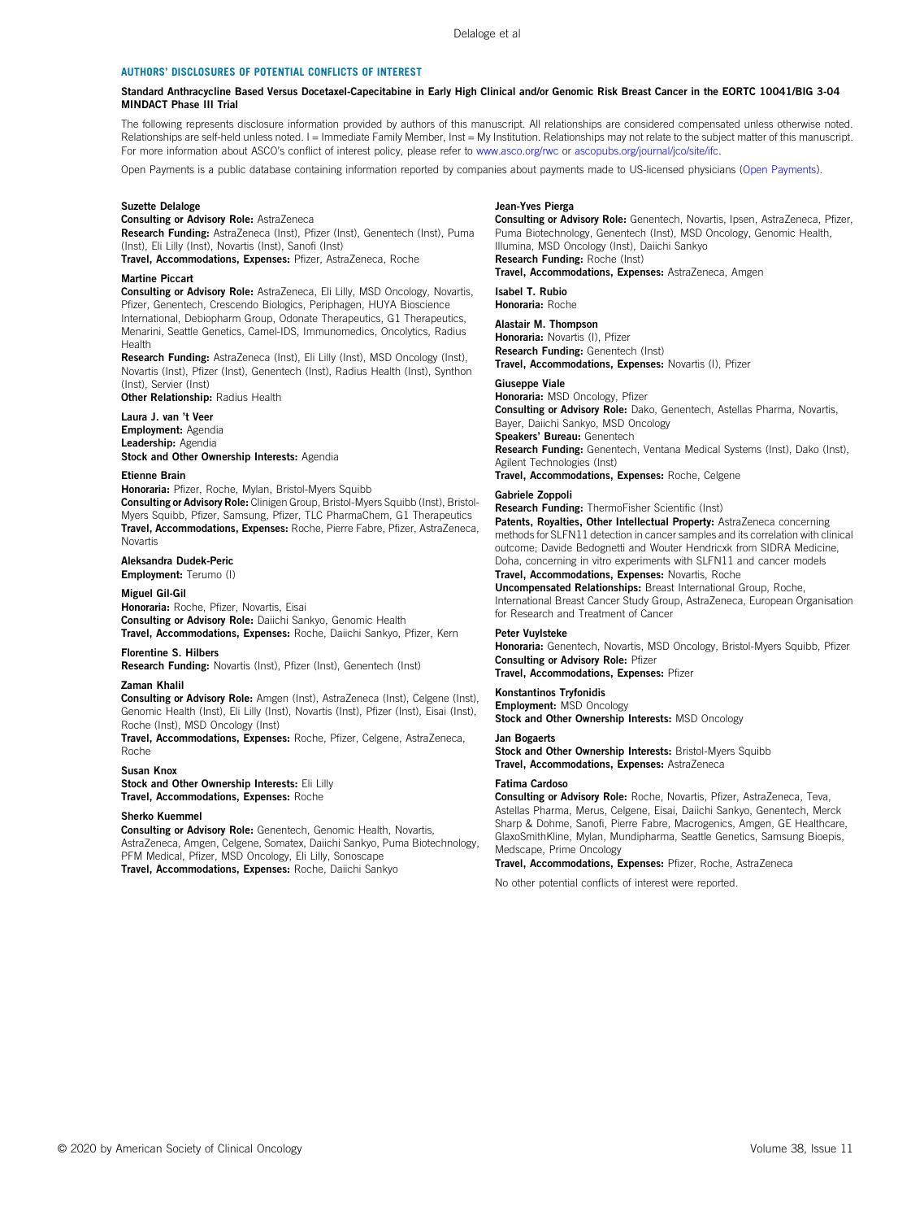## AUTHORS' DISCLOSURES OF POTENTIAL CONFLICTS OF INTEREST

### Standard Anthracycline Based Versus Docetaxel-Capecitabine in Early High Clinical and/or Genomic Risk Breast Cancer in the EORTC 10041/BIG 3-04 MINDACT Phase III Trial

The following represents disclosure information provided by authors of this manuscript. All relationships are considered compensated unless otherwise noted. Relationships are self-held unless noted. I = Immediate Family Member, Inst = My Institution. Relationships may not relate to the subject matter of this manuscript. For more information about ASCO's conflict of interest policy, please refer to www.asco.org/rwc or ascopubs.org/journal/jco/site/ifc.

Open Payments is a public database containing information reported by companies about payments made to US-licensed physicians (Open Payments).

**Suzette Delaloge**
**Consulting or Advisory Role:** AstraZeneca
**Research Funding:** AstraZeneca (Inst), Pfizer (Inst), Genentech (Inst), Puma (Inst), Eli Lilly (Inst), Novartis (Inst), Sanofi (Inst)
**Travel, Accommodations, Expenses:** Pfizer, AstraZeneca, Roche

**Martine Piccart**
**Consulting or Advisory Role:** AstraZeneca, Eli Lilly, MSD Oncology, Novartis, Pfizer, Genentech, Crescendo Biologics, Periphagen, HUYA Bioscience International, Debiopharm Group, Odonate Therapeutics, G1 Therapeutics, Menarini, Seattle Genetics, Camel-IDS, Immunomedics, Oncolytics, Radius Health
**Research Funding:** AstraZeneca (Inst), Eli Lilly (Inst), MSD Oncology (Inst), Novartis (Inst), Pfizer (Inst), Genentech (Inst), Radius Health (Inst), Synthon (Inst), Servier (Inst)
**Other Relationship:** Radius Health

**Laura J. van 't Veer**
**Employment:** Agendia
**Leadership:** Agendia
**Stock and Other Ownership Interests:** Agendia

**Etienne Brain**
**Honoraria:** Pfizer, Roche, Mylan, Bristol-Myers Squibb
**Consulting or Advisory Role:** Clinigen Group, Bristol-Myers Squibb (Inst), Bristol-Myers Squibb, Pfizer, Samsung, Pfizer, TLC PharmaChem, G1 Therapeutics
**Travel, Accommodations, Expenses:** Roche, Pierre Fabre, Pfizer, AstraZeneca, Novartis

**Aleksandra Dudek-Peric**
**Employment:** Terumo (I)

**Miguel Gil-Gil**
**Honoraria:** Roche, Pfizer, Novartis, Eisai
**Consulting or Advisory Role:** Daiichi Sankyo, Genomic Health
**Travel, Accommodations, Expenses:** Roche, Daiichi Sankyo, Pfizer, Kern

**Florentine S. Hilbers**
**Research Funding:** Novartis (Inst), Pfizer (Inst), Genentech (Inst)

**Zaman Khalil**
**Consulting or Advisory Role:** Amgen (Inst), AstraZeneca (Inst), Celgene (Inst), Genomic Health (Inst), Eli Lilly (Inst), Novartis (Inst), Pfizer (Inst), Eisai (Inst), Roche (Inst), MSD Oncology (Inst)
**Travel, Accommodations, Expenses:** Roche, Pfizer, Celgene, AstraZeneca, Roche

**Susan Knox**
**Stock and Other Ownership Interests:** Eli Lilly
**Travel, Accommodations, Expenses:** Roche

**Sherko Kuemmel**
**Consulting or Advisory Role:** Genentech, Genomic Health, Novartis, AstraZeneca, Amgen, Celgene, Somatex, Daiichi Sankyo, Puma Biotechnology, PFM Medical, Pfizer, MSD Oncology, Eli Lilly, Sonoscape
**Travel, Accommodations, Expenses:** Roche, Daiichi Sankyo

**Jean-Yves Pierga**
**Consulting or Advisory Role:** Genentech, Novartis, Ipsen, AstraZeneca, Pfizer, Puma Biotechnology, Genentech (Inst), MSD Oncology, Genomic Health, Illumina, MSD Oncology (Inst), Daiichi Sankyo
**Research Funding:** Roche (Inst)
**Travel, Accommodations, Expenses:** AstraZeneca, Amgen

**Isabel T. Rubio**
**Honoraria:** Roche

**Alastair M. Thompson**
**Honoraria:** Novartis (I), Pfizer
**Research Funding:** Genentech (Inst)
**Travel, Accommodations, Expenses:** Novartis (I), Pfizer

**Giuseppe Viale**
**Honoraria:** MSD Oncology, Pfizer
**Consulting or Advisory Role:** Dako, Genentech, Astellas Pharma, Novartis, Bayer, Daiichi Sankyo, MSD Oncology
**Speakers' Bureau:** Genentech
**Research Funding:** Genentech, Ventana Medical Systems (Inst), Dako (Inst), Agilent Technologies (Inst)
**Travel, Accommodations, Expenses:** Roche, Celgene

**Gabriele Zoppoli**
**Research Funding:** ThermoFisher Scientific (Inst)
**Patents, Royalties, Other Intellectual Property:** AstraZeneca concerning methods for SLFN11 detection in cancer samples and its correlation with clinical outcome; Davide Bedognetti and Wouter Hendricxk from SIDRA Medicine, Doha, concerning in vitro experiments with SLFN11 and cancer models
**Travel, Accommodations, Expenses:** Novartis, Roche
**Uncompensated Relationships:** Breast International Group, Roche, International Breast Cancer Study Group, AstraZeneca, European Organisation for Research and Treatment of Cancer

**Peter Vuylsteke**
**Honoraria:** Genentech, Novartis, MSD Oncology, Bristol-Myers Squibb, Pfizer
**Consulting or Advisory Role:** Pfizer
**Travel, Accommodations, Expenses:** Pfizer

**Konstantinos Tryfonidis**
**Employment:** MSD Oncology
**Stock and Other Ownership Interests:** MSD Oncology

**Jan Bogaerts**
**Stock and Other Ownership Interests:** Bristol-Myers Squibb
**Travel, Accommodations, Expenses:** AstraZeneca

**Fatima Cardoso**
**Consulting or Advisory Role:** Roche, Novartis, Pfizer, AstraZeneca, Teva, Astellas Pharma, Merus, Celgene, Eisai, Daiichi Sankyo, Genentech, Merck Sharp & Dohme, Sanofi, Pierre Fabre, Macrogenics, Amgen, GE Healthcare, GlaxoSmithKline, Mylan, Mundipharma, Seattle Genetics, Samsung Bioepis, Medscape, Prime Oncology
**Travel, Accommodations, Expenses:** Pfizer, Roche, AstraZeneca

No other potential conflicts of interest were reported.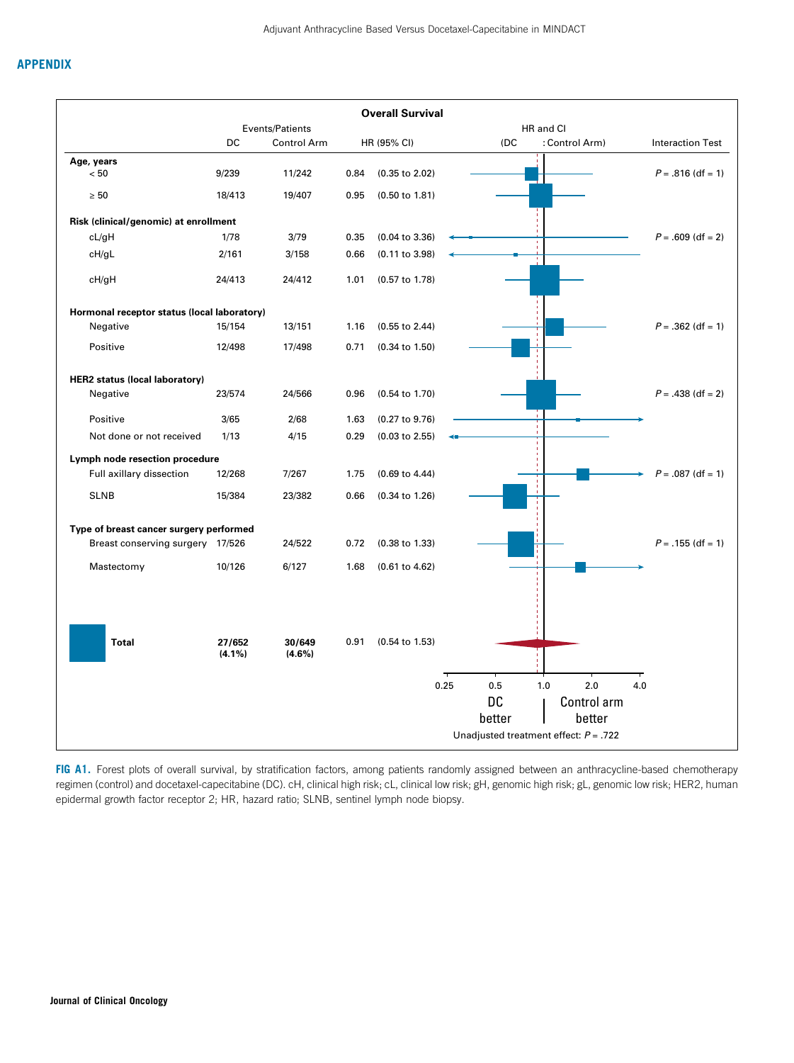## APPENDIX

**Overall Survival**

| | Events/Patients DC | Events/Patients Control Arm | HR (95% CI) | Interaction Test |
|---|---|---|---|---|
| **Age, years** | | | | |
| < 50 | 9/239 | 11/242 | 0.84 (0.35 to 2.02) | *P* = .816 (df = 1) |
| ≥ 50 | 18/413 | 19/407 | 0.95 (0.50 to 1.81) | |
| **Risk (clinical/genomic) at enrollment** | | | | |
| cL/gH | 1/78 | 3/79 | 0.35 (0.04 to 3.36) | *P* = .609 (df = 2) |
| cH/gL | 2/161 | 3/158 | 0.66 (0.11 to 3.98) | |
| cH/gH | 24/413 | 24/412 | 1.01 (0.57 to 1.78) | |
| **Hormonal receptor status (local laboratory)** | | | | |
| Negative | 15/154 | 13/151 | 1.16 (0.55 to 2.44) | *P* = .362 (df = 1) |
| Positive | 12/498 | 17/498 | 0.71 (0.34 to 1.50) | |
| **HER2 status (local laboratory)** | | | | |
| Negative | 23/574 | 24/566 | 0.96 (0.54 to 1.70) | *P* = .438 (df = 2) |
| Positive | 3/65 | 2/68 | 1.63 (0.27 to 9.76) | |
| Not done or not received | 1/13 | 4/15 | 0.29 (0.03 to 2.55) | |
| **Lymph node resection procedure** | | | | |
| Full axillary dissection | 12/268 | 7/267 | 1.75 (0.69 to 4.44) | *P* = .087 (df = 1) |
| SLNB | 15/384 | 23/382 | 0.66 (0.34 to 1.26) | |
| **Type of breast cancer surgery performed** | | | | |
| Breast conserving surgery | 17/526 | 24/522 | 0.72 (0.38 to 1.33) | *P* = .155 (df = 1) |
| Mastectomy | 10/126 | 6/127 | 1.68 (0.61 to 4.62) | |
| **Total** | **27/652 (4.1%)** | **30/649 (4.6%)** | 0.91 (0.54 to 1.53) | |

HR and CI (DC : Control Arm); axis 0.25, 0.5, 1.0, 2.0, 4.0; DC better | Control arm better

Unadjusted treatment effect: *P* = .722

**FIG A1.** Forest plots of overall survival, by stratification factors, among patients randomly assigned between an anthracycline-based chemotherapy regimen (control) and docetaxel-capecitabine (DC). cH, clinical high risk; cL, clinical low risk; gH, genomic high risk; gL, genomic low risk; HER2, human epidermal growth factor receptor 2; HR, hazard ratio; SLNB, sentinel lymph node biopsy.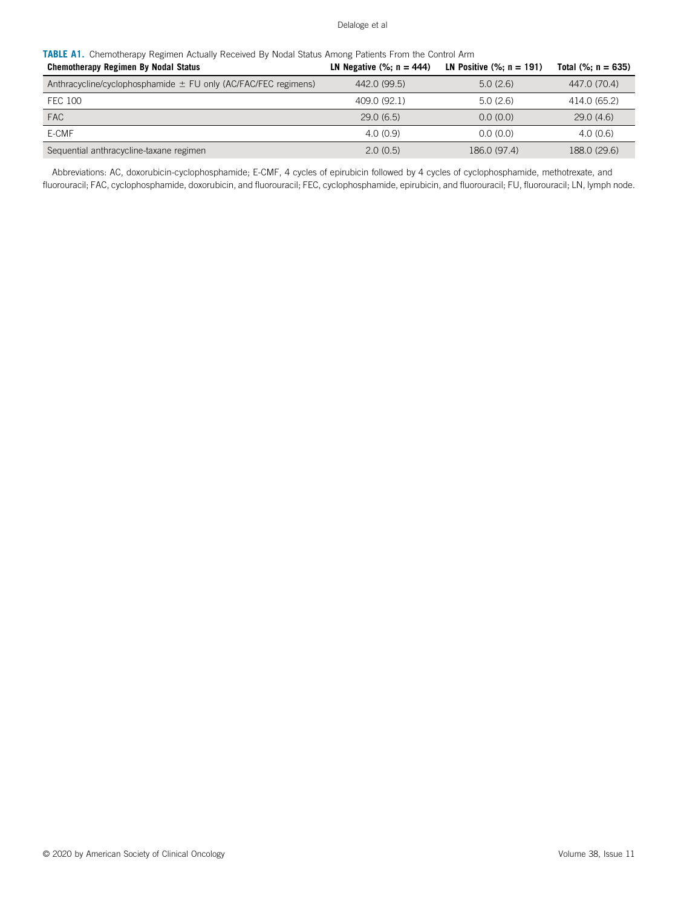**TABLE A1.** Chemotherapy Regimen Actually Received By Nodal Status Among Patients From the Control Arm

| Chemotherapy Regimen By Nodal Status | LN Negative (%; n = 444) | LN Positive (%; n = 191) | Total (%; n = 635) |
|---|---|---|---|
| Anthracycline/cyclophosphamide ± FU only (AC/FAC/FEC regimens) | 442.0 (99.5) | 5.0 (2.6) | 447.0 (70.4) |
| FEC 100 | 409.0 (92.1) | 5.0 (2.6) | 414.0 (65.2) |
| FAC | 29.0 (6.5) | 0.0 (0.0) | 29.0 (4.6) |
| E-CMF | 4.0 (0.9) | 0.0 (0.0) | 4.0 (0.6) |
| Sequential anthracycline-taxane regimen | 2.0 (0.5) | 186.0 (97.4) | 188.0 (29.6) |

Abbreviations: AC, doxorubicin-cyclophosphamide; E-CMF, 4 cycles of epirubicin followed by 4 cycles of cyclophosphamide, methotrexate, and fluorouracil; FAC, cyclophosphamide, doxorubicin, and fluorouracil; FEC, cyclophosphamide, epirubicin, and fluorouracil; FU, fluorouracil; LN, lymph node.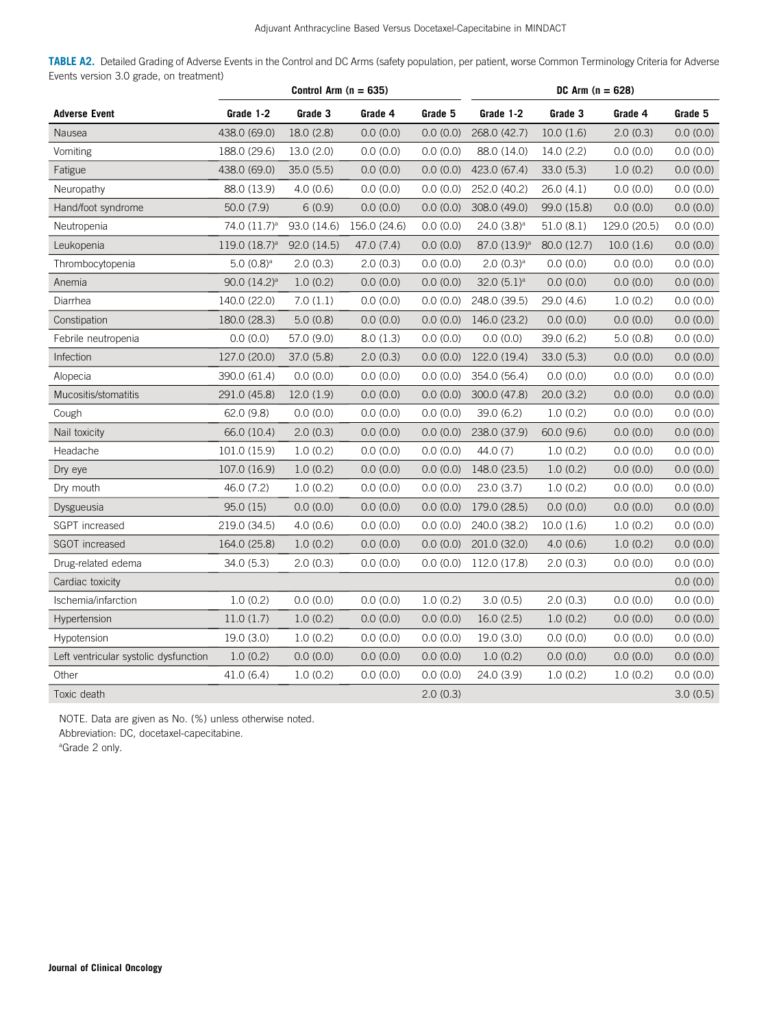**TABLE A2.** Detailed Grading of Adverse Events in the Control and DC Arms (safety population, per patient, worse Common Terminology Criteria for Adverse Events version 3.0 grade, on treatment)

| | Control Arm (n = 635) | | | | DC Arm (n = 628) | | | |
|---|---|---|---|---|---|---|---|---|
| **Adverse Event** | **Grade 1-2** | **Grade 3** | **Grade 4** | **Grade 5** | **Grade 1-2** | **Grade 3** | **Grade 4** | **Grade 5** |
| Nausea | 438.0 (69.0) | 18.0 (2.8) | 0.0 (0.0) | 0.0 (0.0) | 268.0 (42.7) | 10.0 (1.6) | 2.0 (0.3) | 0.0 (0.0) |
| Vomiting | 188.0 (29.6) | 13.0 (2.0) | 0.0 (0.0) | 0.0 (0.0) | 88.0 (14.0) | 14.0 (2.2) | 0.0 (0.0) | 0.0 (0.0) |
| Fatigue | 438.0 (69.0) | 35.0 (5.5) | 0.0 (0.0) | 0.0 (0.0) | 423.0 (67.4) | 33.0 (5.3) | 1.0 (0.2) | 0.0 (0.0) |
| Neuropathy | 88.0 (13.9) | 4.0 (0.6) | 0.0 (0.0) | 0.0 (0.0) | 252.0 (40.2) | 26.0 (4.1) | 0.0 (0.0) | 0.0 (0.0) |
| Hand/foot syndrome | 50.0 (7.9) | 6 (0.9) | 0.0 (0.0) | 0.0 (0.0) | 308.0 (49.0) | 99.0 (15.8) | 0.0 (0.0) | 0.0 (0.0) |
| Neutropenia | 74.0 (11.7)[a] | 93.0 (14.6) | 156.0 (24.6) | 0.0 (0.0) | 24.0 (3.8)[a] | 51.0 (8.1) | 129.0 (20.5) | 0.0 (0.0) |
| Leukopenia | 119.0 (18.7)[a] | 92.0 (14.5) | 47.0 (7.4) | 0.0 (0.0) | 87.0 (13.9)[a] | 80.0 (12.7) | 10.0 (1.6) | 0.0 (0.0) |
| Thrombocytopenia | 5.0 (0.8)[a] | 2.0 (0.3) | 2.0 (0.3) | 0.0 (0.0) | 2.0 (0.3)[a] | 0.0 (0.0) | 0.0 (0.0) | 0.0 (0.0) |
| Anemia | 90.0 (14.2)[a] | 1.0 (0.2) | 0.0 (0.0) | 0.0 (0.0) | 32.0 (5.1)[a] | 0.0 (0.0) | 0.0 (0.0) | 0.0 (0.0) |
| Diarrhea | 140.0 (22.0) | 7.0 (1.1) | 0.0 (0.0) | 0.0 (0.0) | 248.0 (39.5) | 29.0 (4.6) | 1.0 (0.2) | 0.0 (0.0) |
| Constipation | 180.0 (28.3) | 5.0 (0.8) | 0.0 (0.0) | 0.0 (0.0) | 146.0 (23.2) | 0.0 (0.0) | 0.0 (0.0) | 0.0 (0.0) |
| Febrile neutropenia | 0.0 (0.0) | 57.0 (9.0) | 8.0 (1.3) | 0.0 (0.0) | 0.0 (0.0) | 39.0 (6.2) | 5.0 (0.8) | 0.0 (0.0) |
| Infection | 127.0 (20.0) | 37.0 (5.8) | 2.0 (0.3) | 0.0 (0.0) | 122.0 (19.4) | 33.0 (5.3) | 0.0 (0.0) | 0.0 (0.0) |
| Alopecia | 390.0 (61.4) | 0.0 (0.0) | 0.0 (0.0) | 0.0 (0.0) | 354.0 (56.4) | 0.0 (0.0) | 0.0 (0.0) | 0.0 (0.0) |
| Mucositis/stomatitis | 291.0 (45.8) | 12.0 (1.9) | 0.0 (0.0) | 0.0 (0.0) | 300.0 (47.8) | 20.0 (3.2) | 0.0 (0.0) | 0.0 (0.0) |
| Cough | 62.0 (9.8) | 0.0 (0.0) | 0.0 (0.0) | 0.0 (0.0) | 39.0 (6.2) | 1.0 (0.2) | 0.0 (0.0) | 0.0 (0.0) |
| Nail toxicity | 66.0 (10.4) | 2.0 (0.3) | 0.0 (0.0) | 0.0 (0.0) | 238.0 (37.9) | 60.0 (9.6) | 0.0 (0.0) | 0.0 (0.0) |
| Headache | 101.0 (15.9) | 1.0 (0.2) | 0.0 (0.0) | 0.0 (0.0) | 44.0 (7) | 1.0 (0.2) | 0.0 (0.0) | 0.0 (0.0) |
| Dry eye | 107.0 (16.9) | 1.0 (0.2) | 0.0 (0.0) | 0.0 (0.0) | 148.0 (23.5) | 1.0 (0.2) | 0.0 (0.0) | 0.0 (0.0) |
| Dry mouth | 46.0 (7.2) | 1.0 (0.2) | 0.0 (0.0) | 0.0 (0.0) | 23.0 (3.7) | 1.0 (0.2) | 0.0 (0.0) | 0.0 (0.0) |
| Dysgueusia | 95.0 (15) | 0.0 (0.0) | 0.0 (0.0) | 0.0 (0.0) | 179.0 (28.5) | 0.0 (0.0) | 0.0 (0.0) | 0.0 (0.0) |
| SGPT increased | 219.0 (34.5) | 4.0 (0.6) | 0.0 (0.0) | 0.0 (0.0) | 240.0 (38.2) | 10.0 (1.6) | 1.0 (0.2) | 0.0 (0.0) |
| SGOT increased | 164.0 (25.8) | 1.0 (0.2) | 0.0 (0.0) | 0.0 (0.0) | 201.0 (32.0) | 4.0 (0.6) | 1.0 (0.2) | 0.0 (0.0) |
| Drug-related edema | 34.0 (5.3) | 2.0 (0.3) | 0.0 (0.0) | 0.0 (0.0) | 112.0 (17.8) | 2.0 (0.3) | 0.0 (0.0) | 0.0 (0.0) |
| Cardiac toxicity | | | | | | | | 0.0 (0.0) |
| Ischemia/infarction | 1.0 (0.2) | 0.0 (0.0) | 0.0 (0.0) | 1.0 (0.2) | 3.0 (0.5) | 2.0 (0.3) | 0.0 (0.0) | 0.0 (0.0) |
| Hypertension | 11.0 (1.7) | 1.0 (0.2) | 0.0 (0.0) | 0.0 (0.0) | 16.0 (2.5) | 1.0 (0.2) | 0.0 (0.0) | 0.0 (0.0) |
| Hypotension | 19.0 (3.0) | 1.0 (0.2) | 0.0 (0.0) | 0.0 (0.0) | 19.0 (3.0) | 0.0 (0.0) | 0.0 (0.0) | 0.0 (0.0) |
| Left ventricular systolic dysfunction | 1.0 (0.2) | 0.0 (0.0) | 0.0 (0.0) | 0.0 (0.0) | 1.0 (0.2) | 0.0 (0.0) | 0.0 (0.0) | 0.0 (0.0) |
| Other | 41.0 (6.4) | 1.0 (0.2) | 0.0 (0.0) | 0.0 (0.0) | 24.0 (3.9) | 1.0 (0.2) | 1.0 (0.2) | 0.0 (0.0) |
| Toxic death | | | | 2.0 (0.3) | | | | 3.0 (0.5) |

NOTE. Data are given as No. (%) unless otherwise noted.

Abbreviation: DC, docetaxel-capecitabine.

[a]Grade 2 only.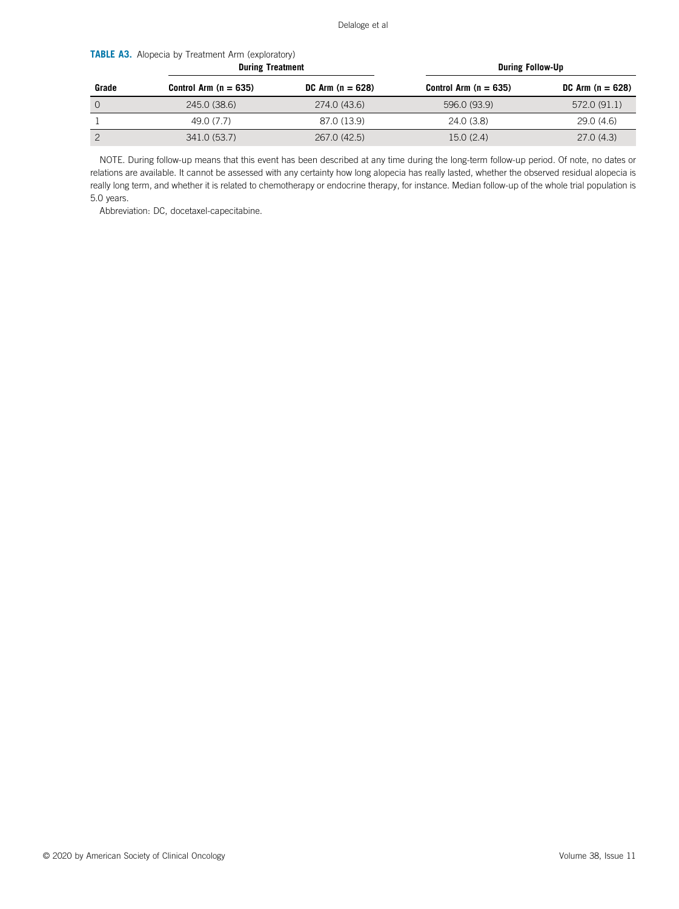**TABLE A3.** Alopecia by Treatment Arm (exploratory)

| | During Treatment | | During Follow-Up | |
|---|---|---|---|---|
| **Grade** | **Control Arm (n = 635)** | **DC Arm (n = 628)** | **Control Arm (n = 635)** | **DC Arm (n = 628)** |
| 0 | 245.0 (38.6) | 274.0 (43.6) | 596.0 (93.9) | 572.0 (91.1) |
| 1 | 49.0 (7.7) | 87.0 (13.9) | 24.0 (3.8) | 29.0 (4.6) |
| 2 | 341.0 (53.7) | 267.0 (42.5) | 15.0 (2.4) | 27.0 (4.3) |

NOTE. During follow-up means that this event has been described at any time during the long-term follow-up period. Of note, no dates or relations are available. It cannot be assessed with any certainty how long alopecia has really lasted, whether the observed residual alopecia is really long term, and whether it is related to chemotherapy or endocrine therapy, for instance. Median follow-up of the whole trial population is 5.0 years.

Abbreviation: DC, docetaxel-capecitabine.